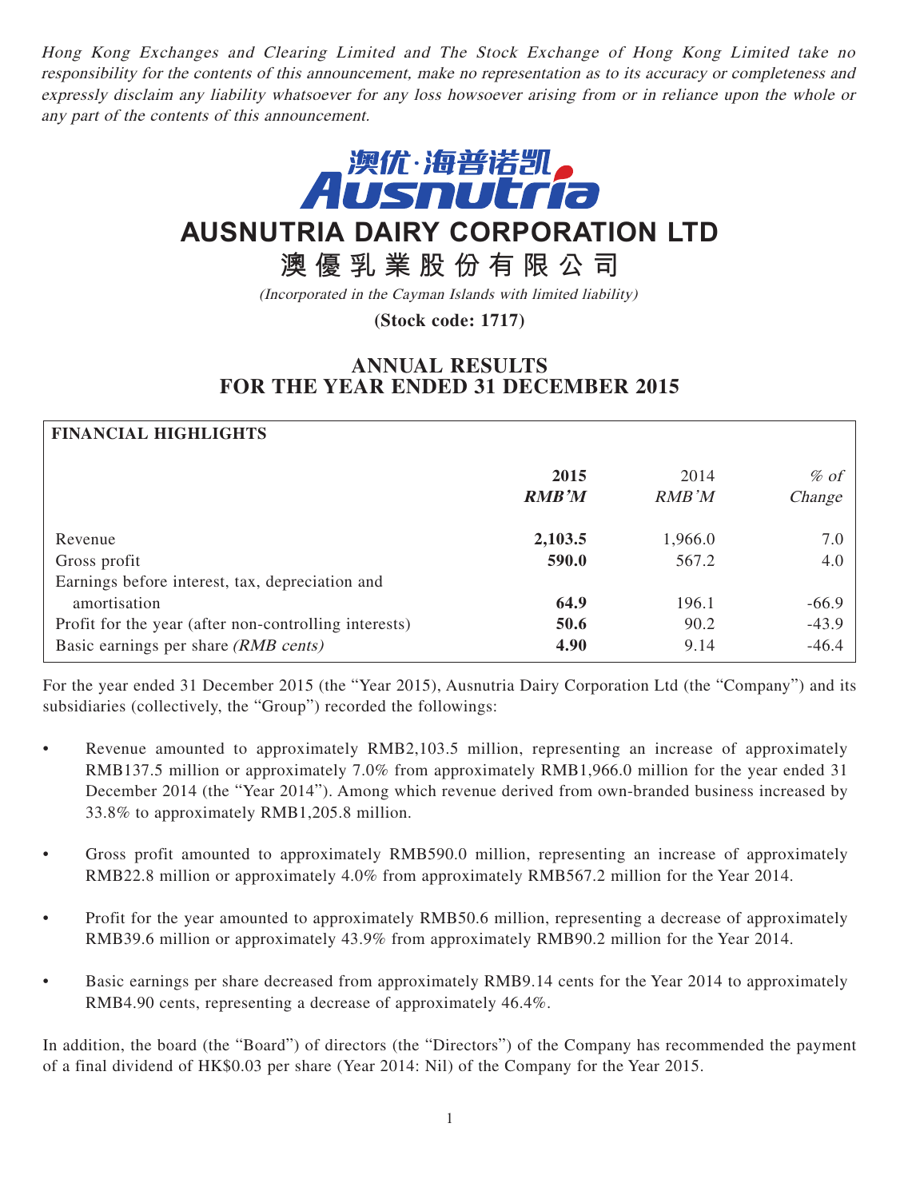*Hong Kong Exchanges and Clearing Limited and The Stock Exchange of Hong Kong Limited take no responsibility for the contents of this announcement, make no representation as to its accuracy or completeness and expressly disclaim any liability whatsoever for any loss howsoever arising from or in reliance upon the whole or any part of the contents of this announcement.*

澳优·海普诺凯
Ausnutria

# AUSNUTRIA DAIRY CORPORATION LTD

# 澳優乳業股份有限公司

*(Incorporated in the Cayman Islands with limited liability)*

**(Stock code: 1717)**

## ANNUAL RESULTS FOR THE YEAR ENDED 31 DECEMBER 2015

**FINANCIAL HIGHLIGHTS**

| | 2015 *RMB'M* | 2014 *RMB'M* | *% of Change* |
|---|---|---|---|
| Revenue | **2,103.5** | 1,966.0 | 7.0 |
| Gross profit | **590.0** | 567.2 | 4.0 |
| Earnings before interest, tax, depreciation and amortisation | **64.9** | 196.1 | -66.9 |
| Profit for the year (after non-controlling interests) | **50.6** | 90.2 | -43.9 |
| Basic earnings per share *(RMB cents)* | **4.90** | 9.14 | -46.4 |

For the year ended 31 December 2015 (the "Year 2015"), Ausnutria Dairy Corporation Ltd (the "Company") and its subsidiaries (collectively, the "Group") recorded the followings:

- Revenue amounted to approximately RMB2,103.5 million, representing an increase of approximately RMB137.5 million or approximately 7.0% from approximately RMB1,966.0 million for the year ended 31 December 2014 (the "Year 2014"). Among which revenue derived from own-branded business increased by 33.8% to approximately RMB1,205.8 million.
- Gross profit amounted to approximately RMB590.0 million, representing an increase of approximately RMB22.8 million or approximately 4.0% from approximately RMB567.2 million for the Year 2014.
- Profit for the year amounted to approximately RMB50.6 million, representing a decrease of approximately RMB39.6 million or approximately 43.9% from approximately RMB90.2 million for the Year 2014.
- Basic earnings per share decreased from approximately RMB9.14 cents for the Year 2014 to approximately RMB4.90 cents, representing a decrease of approximately 46.4%.

In addition, the board (the "Board") of directors (the "Directors") of the Company has recommended the payment of a final dividend of HK$0.03 per share (Year 2014: Nil) of the Company for the Year 2015.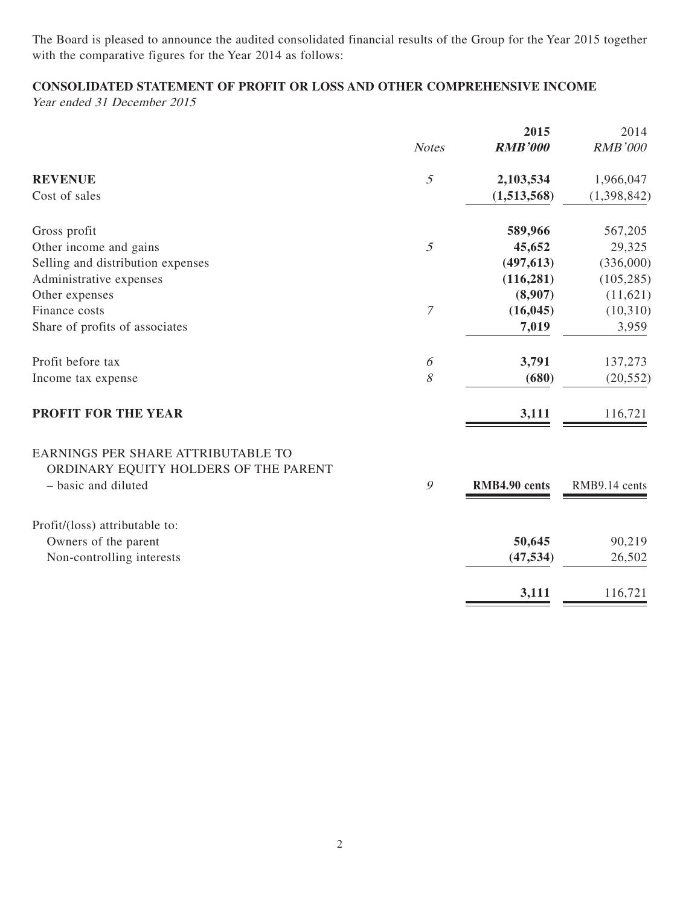The Board is pleased to announce the audited consolidated financial results of the Group for the Year 2015 together with the comparative figures for the Year 2014 as follows:

## CONSOLIDATED STATEMENT OF PROFIT OR LOSS AND OTHER COMPREHENSIVE INCOME

*Year ended 31 December 2015*

| | *Notes* | **2015** *RMB'000* | 2014 *RMB'000* |
|---|---|---|---|
| **REVENUE** | *5* | **2,103,534** | 1,966,047 |
| Cost of sales | | **(1,513,568)** | (1,398,842) |
| Gross profit | | **589,966** | 567,205 |
| Other income and gains | *5* | **45,652** | 29,325 |
| Selling and distribution expenses | | **(497,613)** | (336,000) |
| Administrative expenses | | **(116,281)** | (105,285) |
| Other expenses | | **(8,907)** | (11,621) |
| Finance costs | *7* | **(16,045)** | (10,310) |
| Share of profits of associates | | **7,019** | 3,959 |
| Profit before tax | *6* | **3,791** | 137,273 |
| Income tax expense | *8* | **(680)** | (20,552) |
| **PROFIT FOR THE YEAR** | | **3,111** | 116,721 |
| EARNINGS PER SHARE ATTRIBUTABLE TO ORDINARY EQUITY HOLDERS OF THE PARENT | | | |
| – basic and diluted | *9* | **RMB4.90 cents** | RMB9.14 cents |
| Profit/(loss) attributable to: | | | |
| Owners of the parent | | **50,645** | 90,219 |
| Non-controlling interests | | **(47,534)** | 26,502 |
| | | **3,111** | 116,721 |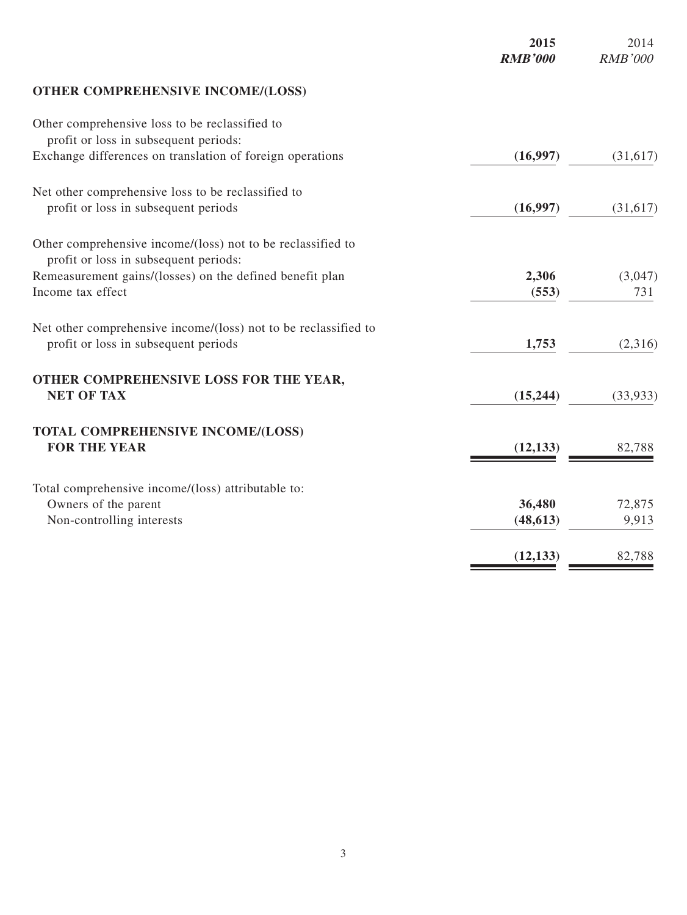| | 2015 | 2014 |
|---|---|---|
| | ***RMB'000*** | *RMB'000* |
| **OTHER COMPREHENSIVE INCOME/(LOSS)** | | |
| Other comprehensive loss to be reclassified to profit or loss in subsequent periods: | | |
| Exchange differences on translation of foreign operations | **(16,997)** | (31,617) |
| Net other comprehensive loss to be reclassified to profit or loss in subsequent periods | **(16,997)** | (31,617) |
| Other comprehensive income/(loss) not to be reclassified to profit or loss in subsequent periods: | | |
| Remeasurement gains/(losses) on the defined benefit plan | **2,306** | (3,047) |
| Income tax effect | **(553)** | 731 |
| Net other comprehensive income/(loss) not to be reclassified to profit or loss in subsequent periods | **1,753** | (2,316) |
| **OTHER COMPREHENSIVE LOSS FOR THE YEAR, NET OF TAX** | **(15,244)** | (33,933) |
| **TOTAL COMPREHENSIVE INCOME/(LOSS) FOR THE YEAR** | **(12,133)** | 82,788 |
| Total comprehensive income/(loss) attributable to: | | |
| Owners of the parent | **36,480** | 72,875 |
| Non-controlling interests | **(48,613)** | 9,913 |
| | **(12,133)** | 82,788 |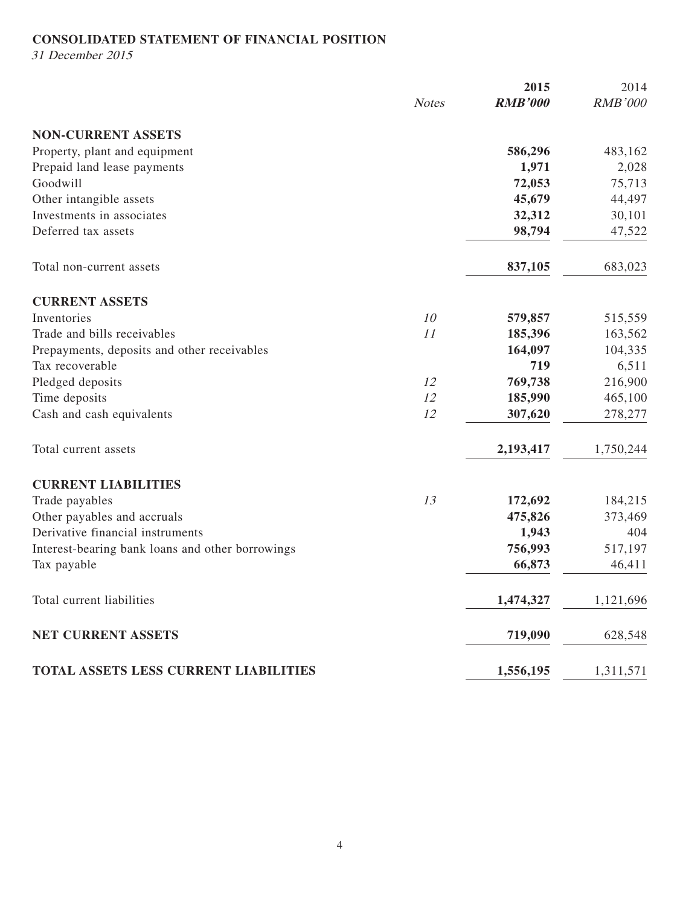**CONSOLIDATED STATEMENT OF FINANCIAL POSITION**

*31 December 2015*

| | *Notes* | **2015** | 2014 |
|---|---|---|---|
| | | ***RMB'000*** | *RMB'000* |
| **NON-CURRENT ASSETS** | | | |
| Property, plant and equipment | | **586,296** | 483,162 |
| Prepaid land lease payments | | **1,971** | 2,028 |
| Goodwill | | **72,053** | 75,713 |
| Other intangible assets | | **45,679** | 44,497 |
| Investments in associates | | **32,312** | 30,101 |
| Deferred tax assets | | **98,794** | 47,522 |
| Total non-current assets | | **837,105** | 683,023 |
| **CURRENT ASSETS** | | | |
| Inventories | *10* | **579,857** | 515,559 |
| Trade and bills receivables | *11* | **185,396** | 163,562 |
| Prepayments, deposits and other receivables | | **164,097** | 104,335 |
| Tax recoverable | | **719** | 6,511 |
| Pledged deposits | *12* | **769,738** | 216,900 |
| Time deposits | *12* | **185,990** | 465,100 |
| Cash and cash equivalents | *12* | **307,620** | 278,277 |
| Total current assets | | **2,193,417** | 1,750,244 |
| **CURRENT LIABILITIES** | | | |
| Trade payables | *13* | **172,692** | 184,215 |
| Other payables and accruals | | **475,826** | 373,469 |
| Derivative financial instruments | | **1,943** | 404 |
| Interest-bearing bank loans and other borrowings | | **756,993** | 517,197 |
| Tax payable | | **66,873** | 46,411 |
| Total current liabilities | | **1,474,327** | 1,121,696 |
| **NET CURRENT ASSETS** | | **719,090** | 628,548 |
| **TOTAL ASSETS LESS CURRENT LIABILITIES** | | **1,556,195** | 1,311,571 |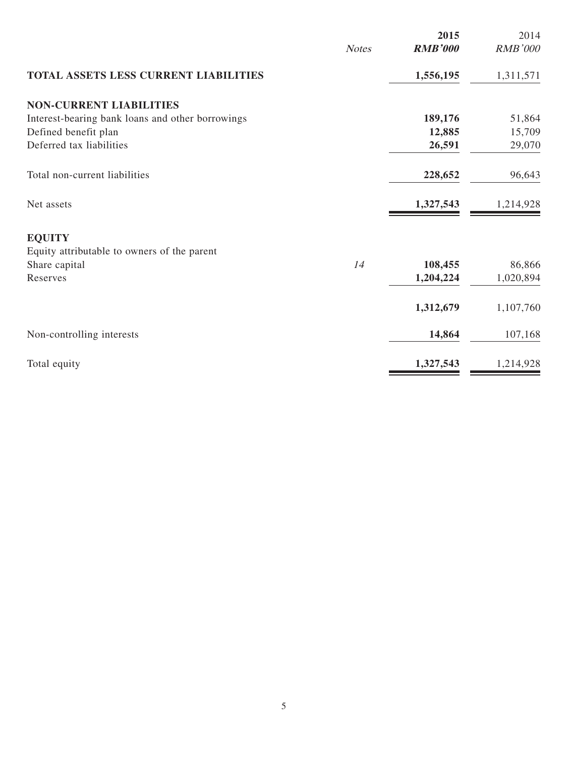| | Notes | 2015<br>RMB'000 | 2014<br>RMB'000 |
|---|---|---|---|
| **TOTAL ASSETS LESS CURRENT LIABILITIES** | | **1,556,195** | 1,311,571 |
| **NON-CURRENT LIABILITIES** | | | |
| Interest-bearing bank loans and other borrowings | | **189,176** | 51,864 |
| Defined benefit plan | | **12,885** | 15,709 |
| Deferred tax liabilities | | **26,591** | 29,070 |
| Total non-current liabilities | | **228,652** | 96,643 |
| Net assets | | **1,327,543** | 1,214,928 |
| **EQUITY** | | | |
| Equity attributable to owners of the parent | | | |
| Share capital | *14* | **108,455** | 86,866 |
| Reserves | | **1,204,224** | 1,020,894 |
| | | **1,312,679** | 1,107,760 |
| Non-controlling interests | | **14,864** | 107,168 |
| Total equity | | **1,327,543** | 1,214,928 |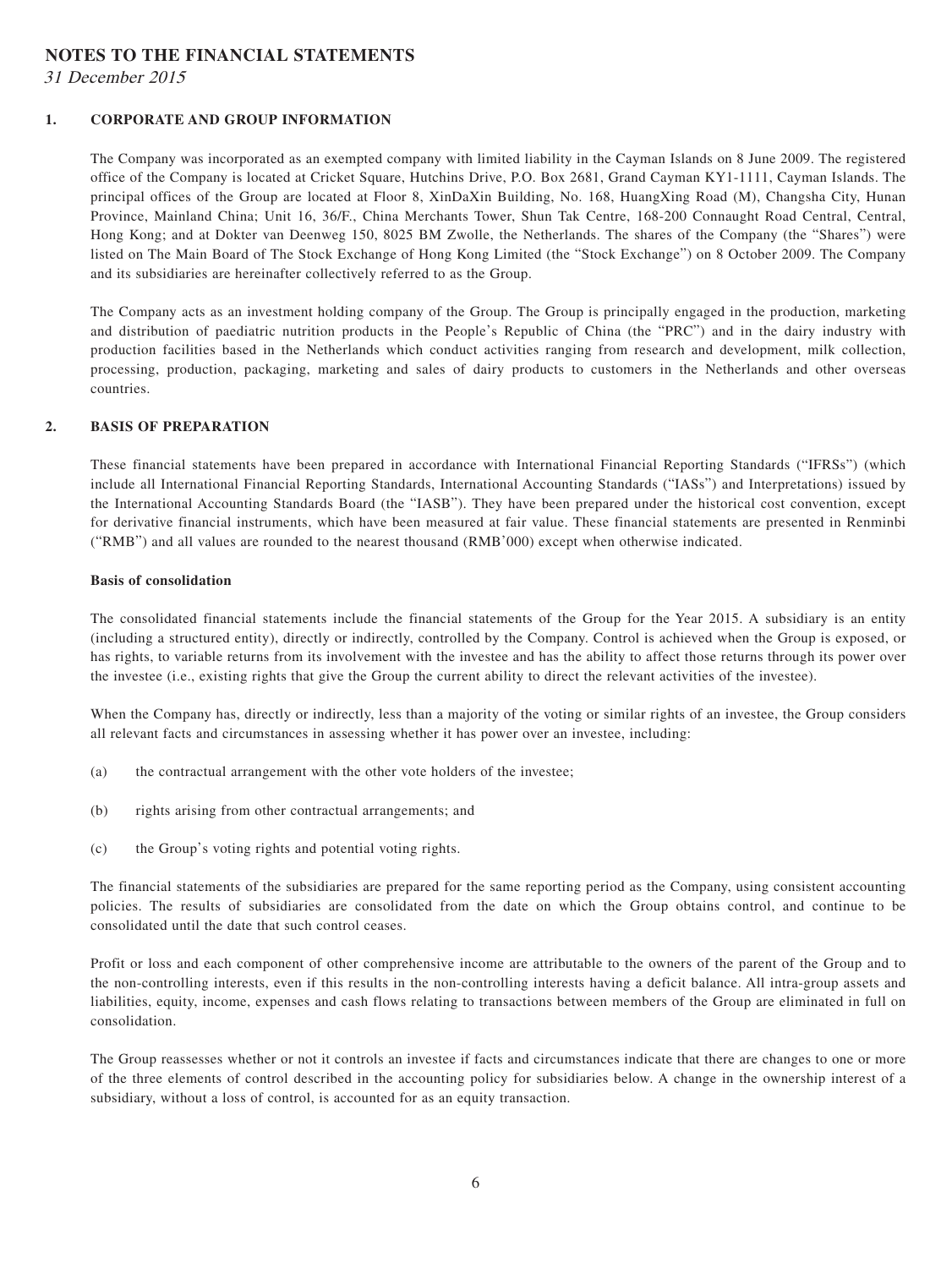# NOTES TO THE FINANCIAL STATEMENTS

*31 December 2015*

## 1. CORPORATE AND GROUP INFORMATION

The Company was incorporated as an exempted company with limited liability in the Cayman Islands on 8 June 2009. The registered office of the Company is located at Cricket Square, Hutchins Drive, P.O. Box 2681, Grand Cayman KY1-1111, Cayman Islands. The principal offices of the Group are located at Floor 8, XinDaXin Building, No. 168, HuangXing Road (M), Changsha City, Hunan Province, Mainland China; Unit 16, 36/F., China Merchants Tower, Shun Tak Centre, 168-200 Connaught Road Central, Central, Hong Kong; and at Dokter van Deenweg 150, 8025 BM Zwolle, the Netherlands. The shares of the Company (the "Shares") were listed on The Main Board of The Stock Exchange of Hong Kong Limited (the "Stock Exchange") on 8 October 2009. The Company and its subsidiaries are hereinafter collectively referred to as the Group.

The Company acts as an investment holding company of the Group. The Group is principally engaged in the production, marketing and distribution of paediatric nutrition products in the People's Republic of China (the "PRC") and in the dairy industry with production facilities based in the Netherlands which conduct activities ranging from research and development, milk collection, processing, production, packaging, marketing and sales of dairy products to customers in the Netherlands and other overseas countries.

## 2. BASIS OF PREPARATION

These financial statements have been prepared in accordance with International Financial Reporting Standards ("IFRSs") (which include all International Financial Reporting Standards, International Accounting Standards ("IASs") and Interpretations) issued by the International Accounting Standards Board (the "IASB"). They have been prepared under the historical cost convention, except for derivative financial instruments, which have been measured at fair value. These financial statements are presented in Renminbi ("RMB") and all values are rounded to the nearest thousand (RMB'000) except when otherwise indicated.

### Basis of consolidation

The consolidated financial statements include the financial statements of the Group for the Year 2015. A subsidiary is an entity (including a structured entity), directly or indirectly, controlled by the Company. Control is achieved when the Group is exposed, or has rights, to variable returns from its involvement with the investee and has the ability to affect those returns through its power over the investee (i.e., existing rights that give the Group the current ability to direct the relevant activities of the investee).

When the Company has, directly or indirectly, less than a majority of the voting or similar rights of an investee, the Group considers all relevant facts and circumstances in assessing whether it has power over an investee, including:

(a) the contractual arrangement with the other vote holders of the investee;

(b) rights arising from other contractual arrangements; and

(c) the Group's voting rights and potential voting rights.

The financial statements of the subsidiaries are prepared for the same reporting period as the Company, using consistent accounting policies. The results of subsidiaries are consolidated from the date on which the Group obtains control, and continue to be consolidated until the date that such control ceases.

Profit or loss and each component of other comprehensive income are attributable to the owners of the parent of the Group and to the non-controlling interests, even if this results in the non-controlling interests having a deficit balance. All intra-group assets and liabilities, equity, income, expenses and cash flows relating to transactions between members of the Group are eliminated in full on consolidation.

The Group reassesses whether or not it controls an investee if facts and circumstances indicate that there are changes to one or more of the three elements of control described in the accounting policy for subsidiaries below. A change in the ownership interest of a subsidiary, without a loss of control, is accounted for as an equity transaction.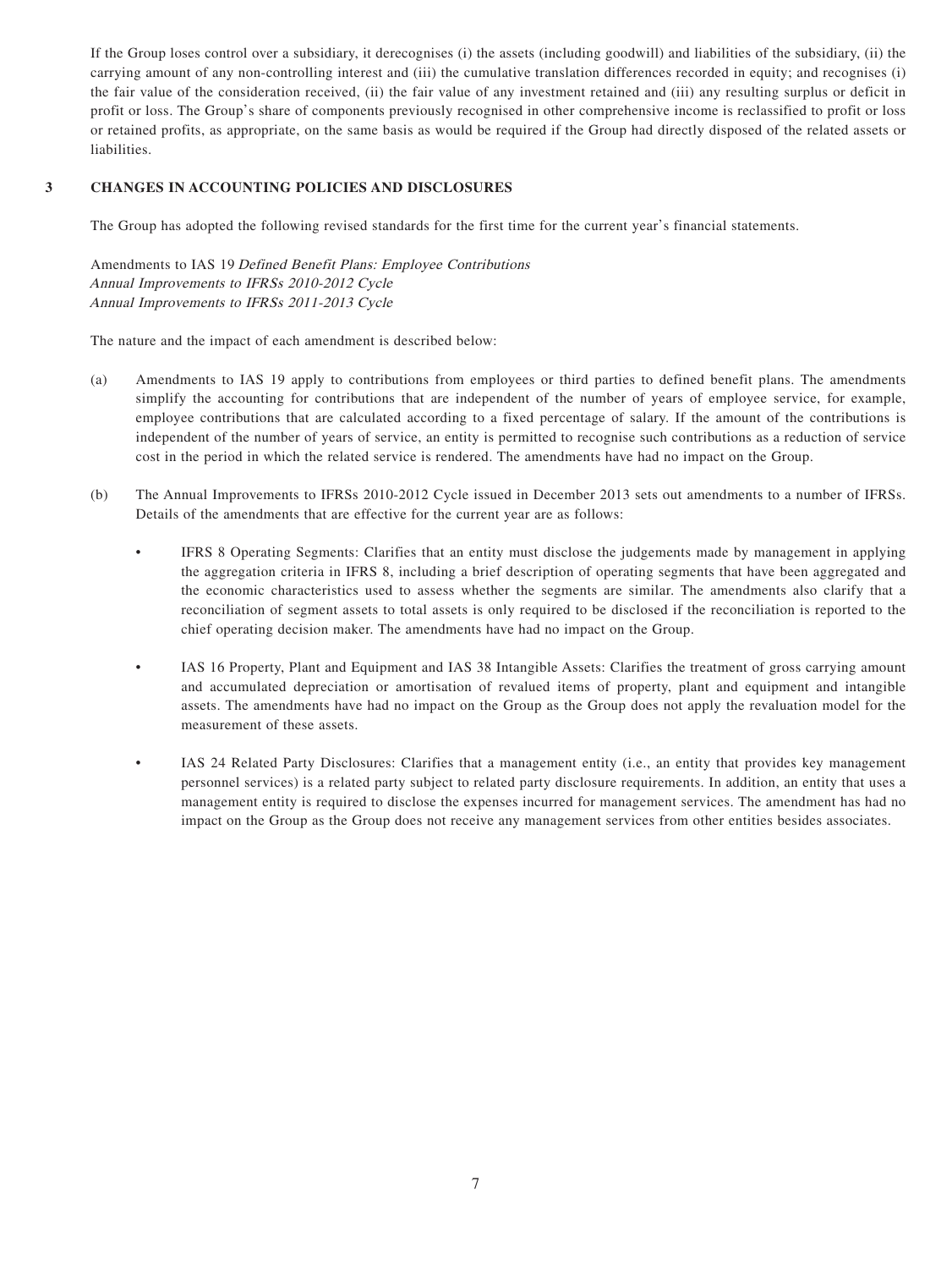If the Group loses control over a subsidiary, it derecognises (i) the assets (including goodwill) and liabilities of the subsidiary, (ii) the carrying amount of any non-controlling interest and (iii) the cumulative translation differences recorded in equity; and recognises (i) the fair value of the consideration received, (ii) the fair value of any investment retained and (iii) any resulting surplus or deficit in profit or loss. The Group's share of components previously recognised in other comprehensive income is reclassified to profit or loss or retained profits, as appropriate, on the same basis as would be required if the Group had directly disposed of the related assets or liabilities.

## 3 CHANGES IN ACCOUNTING POLICIES AND DISCLOSURES

The Group has adopted the following revised standards for the first time for the current year's financial statements.

Amendments to IAS 19 *Defined Benefit Plans: Employee Contributions*
*Annual Improvements to IFRSs 2010-2012 Cycle*
*Annual Improvements to IFRSs 2011-2013 Cycle*

The nature and the impact of each amendment is described below:

(a) Amendments to IAS 19 apply to contributions from employees or third parties to defined benefit plans. The amendments simplify the accounting for contributions that are independent of the number of years of employee service, for example, employee contributions that are calculated according to a fixed percentage of salary. If the amount of the contributions is independent of the number of years of service, an entity is permitted to recognise such contributions as a reduction of service cost in the period in which the related service is rendered. The amendments have had no impact on the Group.

(b) The Annual Improvements to IFRSs 2010-2012 Cycle issued in December 2013 sets out amendments to a number of IFRSs. Details of the amendments that are effective for the current year are as follows:

- IFRS 8 Operating Segments: Clarifies that an entity must disclose the judgements made by management in applying the aggregation criteria in IFRS 8, including a brief description of operating segments that have been aggregated and the economic characteristics used to assess whether the segments are similar. The amendments also clarify that a reconciliation of segment assets to total assets is only required to be disclosed if the reconciliation is reported to the chief operating decision maker. The amendments have had no impact on the Group.

- IAS 16 Property, Plant and Equipment and IAS 38 Intangible Assets: Clarifies the treatment of gross carrying amount and accumulated depreciation or amortisation of revalued items of property, plant and equipment and intangible assets. The amendments have had no impact on the Group as the Group does not apply the revaluation model for the measurement of these assets.

- IAS 24 Related Party Disclosures: Clarifies that a management entity (i.e., an entity that provides key management personnel services) is a related party subject to related party disclosure requirements. In addition, an entity that uses a management entity is required to disclose the expenses incurred for management services. The amendment has had no impact on the Group as the Group does not receive any management services from other entities besides associates.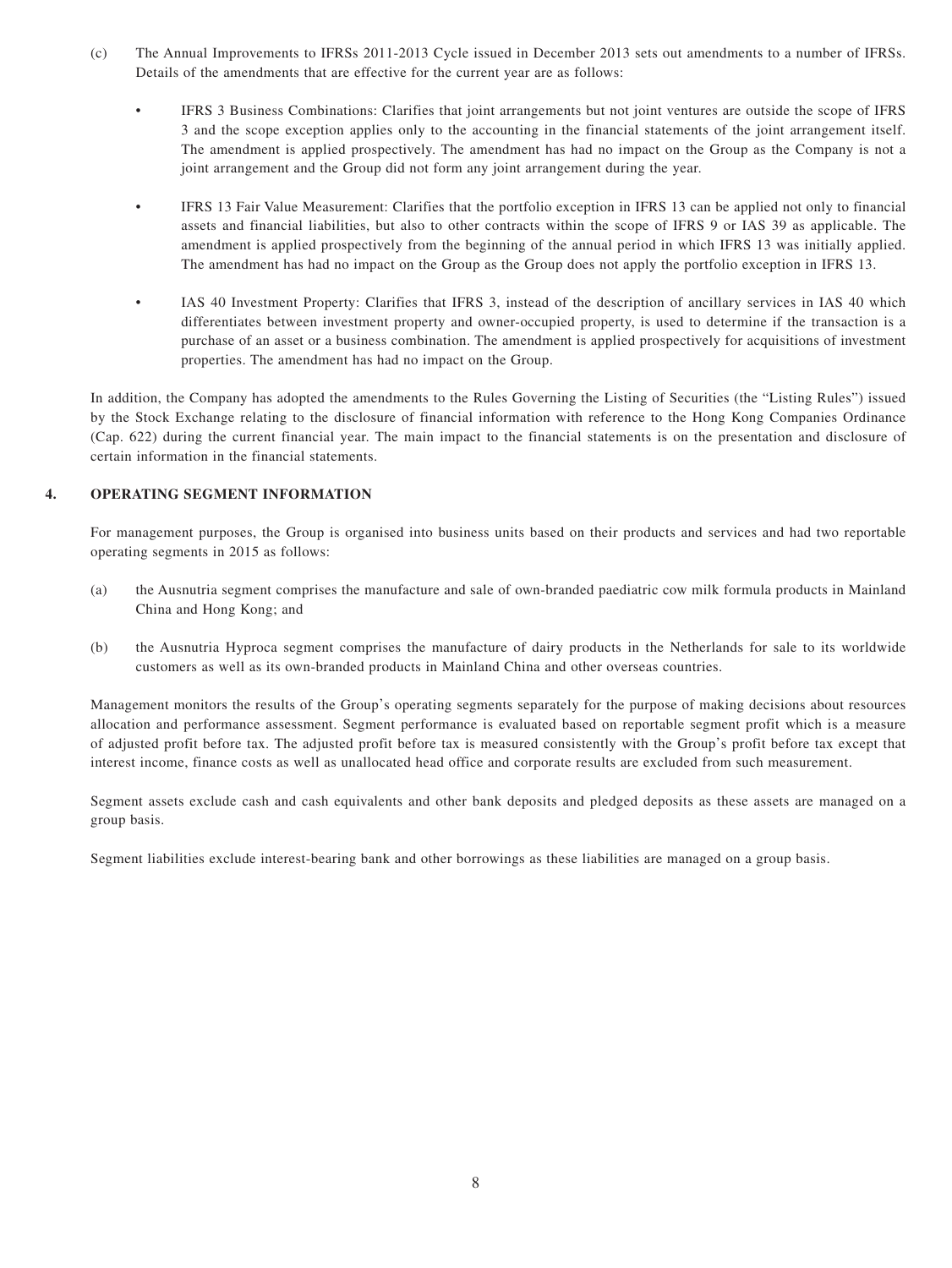(c) The Annual Improvements to IFRSs 2011-2013 Cycle issued in December 2013 sets out amendments to a number of IFRSs. Details of the amendments that are effective for the current year are as follows:

- IFRS 3 Business Combinations: Clarifies that joint arrangements but not joint ventures are outside the scope of IFRS 3 and the scope exception applies only to the accounting in the financial statements of the joint arrangement itself. The amendment is applied prospectively. The amendment has had no impact on the Group as the Company is not a joint arrangement and the Group did not form any joint arrangement during the year.

- IFRS 13 Fair Value Measurement: Clarifies that the portfolio exception in IFRS 13 can be applied not only to financial assets and financial liabilities, but also to other contracts within the scope of IFRS 9 or IAS 39 as applicable. The amendment is applied prospectively from the beginning of the annual period in which IFRS 13 was initially applied. The amendment has had no impact on the Group as the Group does not apply the portfolio exception in IFRS 13.

- IAS 40 Investment Property: Clarifies that IFRS 3, instead of the description of ancillary services in IAS 40 which differentiates between investment property and owner-occupied property, is used to determine if the transaction is a purchase of an asset or a business combination. The amendment is applied prospectively for acquisitions of investment properties. The amendment has had no impact on the Group.

In addition, the Company has adopted the amendments to the Rules Governing the Listing of Securities (the "Listing Rules") issued by the Stock Exchange relating to the disclosure of financial information with reference to the Hong Kong Companies Ordinance (Cap. 622) during the current financial year. The main impact to the financial statements is on the presentation and disclosure of certain information in the financial statements.

## 4. OPERATING SEGMENT INFORMATION

For management purposes, the Group is organised into business units based on their products and services and had two reportable operating segments in 2015 as follows:

(a) the Ausnutria segment comprises the manufacture and sale of own-branded paediatric cow milk formula products in Mainland China and Hong Kong; and

(b) the Ausnutria Hyproca segment comprises the manufacture of dairy products in the Netherlands for sale to its worldwide customers as well as its own-branded products in Mainland China and other overseas countries.

Management monitors the results of the Group's operating segments separately for the purpose of making decisions about resources allocation and performance assessment. Segment performance is evaluated based on reportable segment profit which is a measure of adjusted profit before tax. The adjusted profit before tax is measured consistently with the Group's profit before tax except that interest income, finance costs as well as unallocated head office and corporate results are excluded from such measurement.

Segment assets exclude cash and cash equivalents and other bank deposits and pledged deposits as these assets are managed on a group basis.

Segment liabilities exclude interest-bearing bank and other borrowings as these liabilities are managed on a group basis.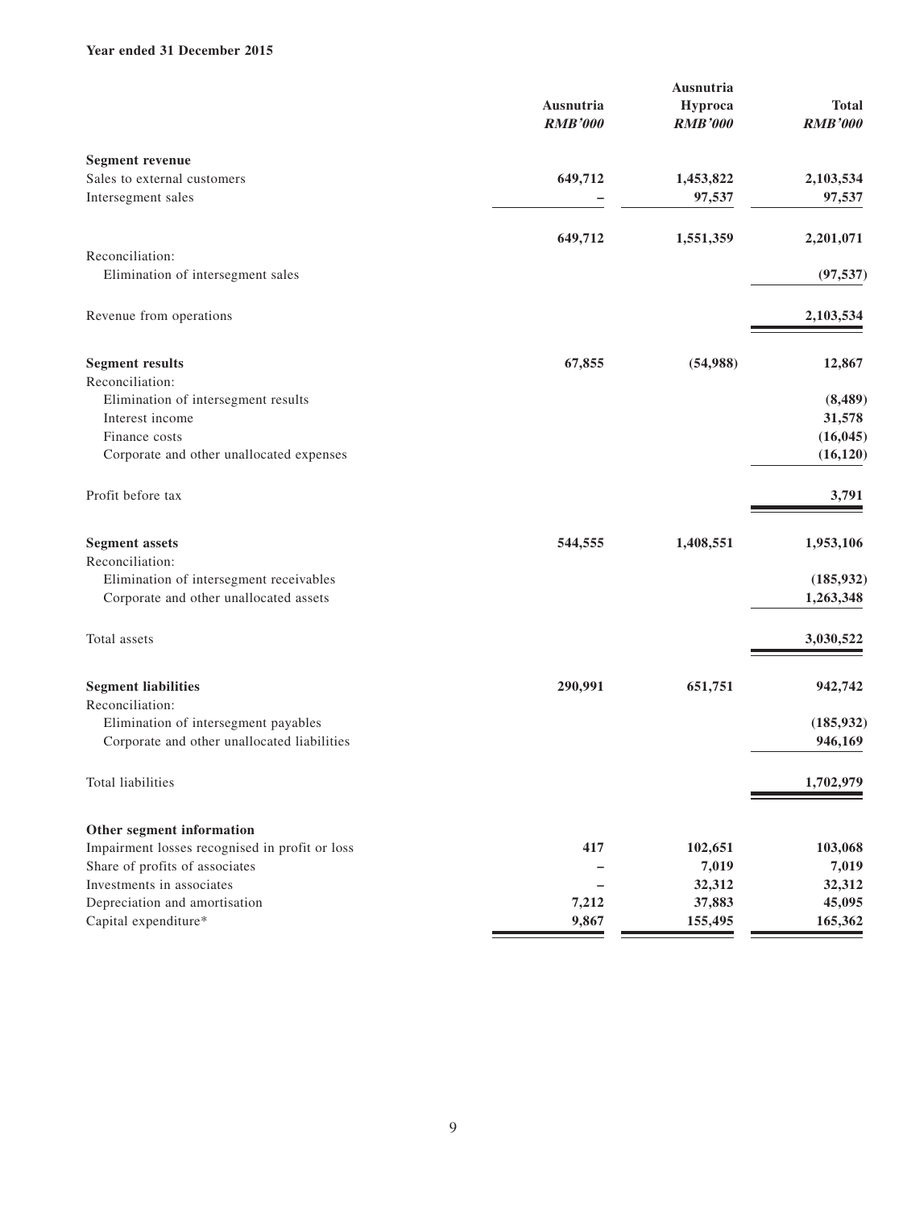**Year ended 31 December 2015**

| | Ausnutria | Ausnutria Hyproca | Total |
|---|---|---|---|
| | ***RMB'000*** | ***RMB'000*** | ***RMB'000*** |
| **Segment revenue** | | | |
| Sales to external customers | **649,712** | **1,453,822** | **2,103,534** |
| Intersegment sales | **–** | **97,537** | **97,537** |
| | **649,712** | **1,551,359** | **2,201,071** |
| Reconciliation: | | | |
| Elimination of intersegment sales | | | **(97,537)** |
| Revenue from operations | | | **2,103,534** |
| **Segment results** | **67,855** | **(54,988)** | **12,867** |
| Reconciliation: | | | |
| Elimination of intersegment results | | | **(8,489)** |
| Interest income | | | **31,578** |
| Finance costs | | | **(16,045)** |
| Corporate and other unallocated expenses | | | **(16,120)** |
| Profit before tax | | | **3,791** |
| **Segment assets** | **544,555** | **1,408,551** | **1,953,106** |
| Reconciliation: | | | |
| Elimination of intersegment receivables | | | **(185,932)** |
| Corporate and other unallocated assets | | | **1,263,348** |
| Total assets | | | **3,030,522** |
| **Segment liabilities** | **290,991** | **651,751** | **942,742** |
| Reconciliation: | | | |
| Elimination of intersegment payables | | | **(185,932)** |
| Corporate and other unallocated liabilities | | | **946,169** |
| Total liabilities | | | **1,702,979** |
| **Other segment information** | | | |
| Impairment losses recognised in profit or loss | **417** | **102,651** | **103,068** |
| Share of profits of associates | **–** | **7,019** | **7,019** |
| Investments in associates | **–** | **32,312** | **32,312** |
| Depreciation and amortisation | **7,212** | **37,883** | **45,095** |
| Capital expenditure* | **9,867** | **155,495** | **165,362** |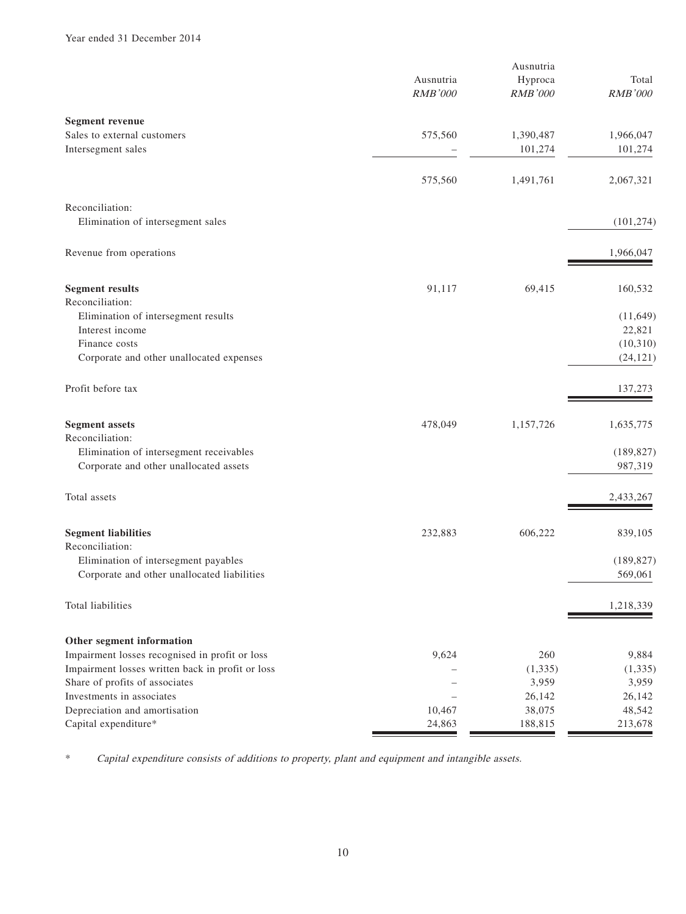Year ended 31 December 2014

| | Ausnutria RMB'000 | Ausnutria Hyproca RMB'000 | Total RMB'000 |
|---|---|---|---|
| **Segment revenue** | | | |
| Sales to external customers | 575,560 | 1,390,487 | 1,966,047 |
| Intersegment sales | – | 101,274 | 101,274 |
| | 575,560 | 1,491,761 | 2,067,321 |
| Reconciliation: | | | |
| Elimination of intersegment sales | | | (101,274) |
| Revenue from operations | | | 1,966,047 |
| **Segment results** | 91,117 | 69,415 | 160,532 |
| Reconciliation: | | | |
| Elimination of intersegment results | | | (11,649) |
| Interest income | | | 22,821 |
| Finance costs | | | (10,310) |
| Corporate and other unallocated expenses | | | (24,121) |
| Profit before tax | | | 137,273 |
| **Segment assets** | 478,049 | 1,157,726 | 1,635,775 |
| Reconciliation: | | | |
| Elimination of intersegment receivables | | | (189,827) |
| Corporate and other unallocated assets | | | 987,319 |
| Total assets | | | 2,433,267 |
| **Segment liabilities** | 232,883 | 606,222 | 839,105 |
| Reconciliation: | | | |
| Elimination of intersegment payables | | | (189,827) |
| Corporate and other unallocated liabilities | | | 569,061 |
| Total liabilities | | | 1,218,339 |
| **Other segment information** | | | |
| Impairment losses recognised in profit or loss | 9,624 | 260 | 9,884 |
| Impairment losses written back in profit or loss | – | (1,335) | (1,335) |
| Share of profits of associates | – | 3,959 | 3,959 |
| Investments in associates | – | 26,142 | 26,142 |
| Depreciation and amortisation | 10,467 | 38,075 | 48,542 |
| Capital expenditure* | 24,863 | 188,815 | 213,678 |

* *Capital expenditure consists of additions to property, plant and equipment and intangible assets.*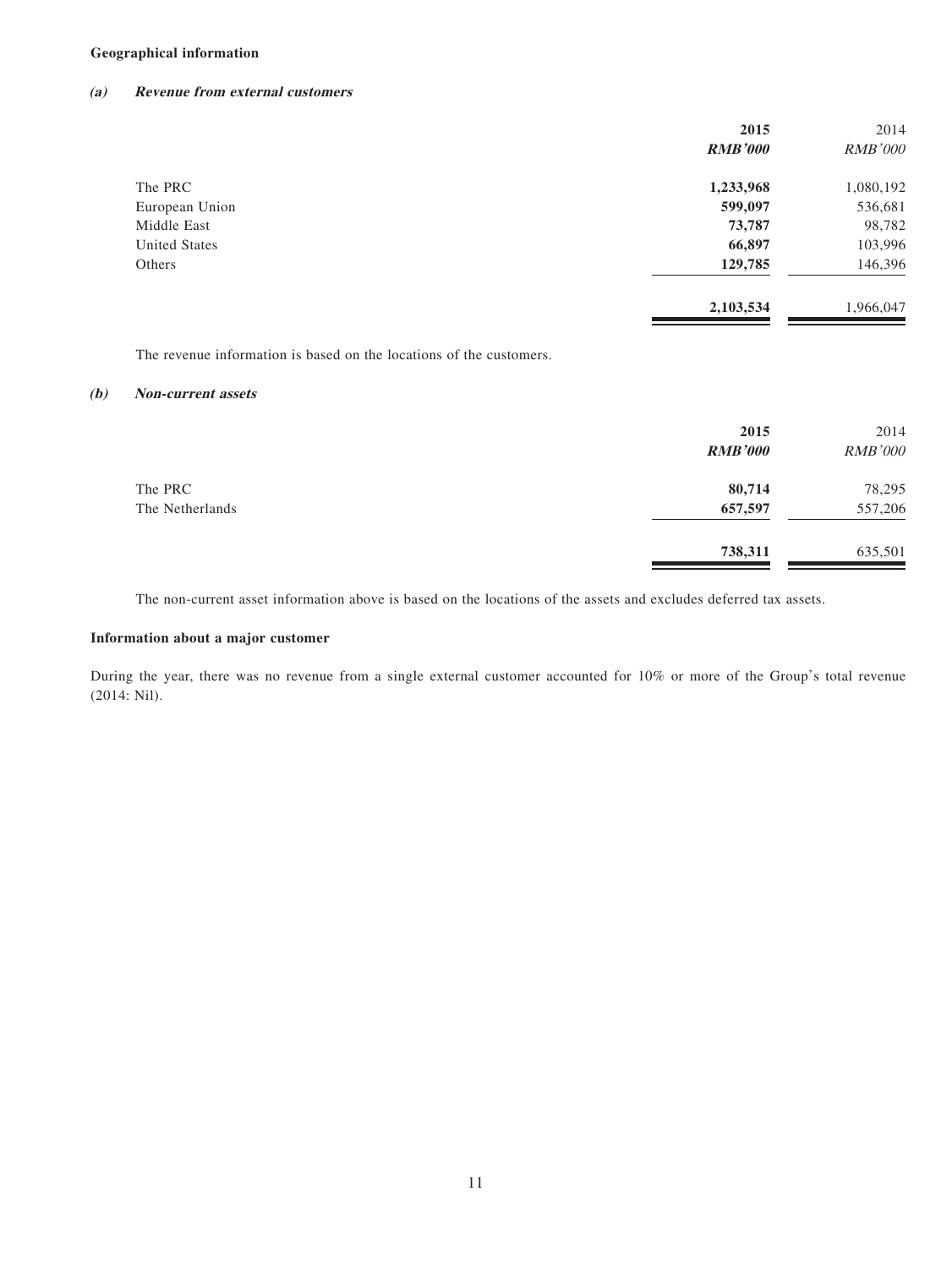**Geographical information**

***(a) Revenue from external customers***

| | **2015** | 2014 |
|---|---|---|
| | ***RMB'000*** | *RMB'000* |
| The PRC | **1,233,968** | 1,080,192 |
| European Union | **599,097** | 536,681 |
| Middle East | **73,787** | 98,782 |
| United States | **66,897** | 103,996 |
| Others | **129,785** | 146,396 |
| | **2,103,534** | 1,966,047 |

The revenue information is based on the locations of the customers.

***(b) Non-current assets***

| | **2015** | 2014 |
|---|---|---|
| | ***RMB'000*** | *RMB'000* |
| The PRC | **80,714** | 78,295 |
| The Netherlands | **657,597** | 557,206 |
| | **738,311** | 635,501 |

The non-current asset information above is based on the locations of the assets and excludes deferred tax assets.

**Information about a major customer**

During the year, there was no revenue from a single external customer accounted for 10% or more of the Group's total revenue (2014: Nil).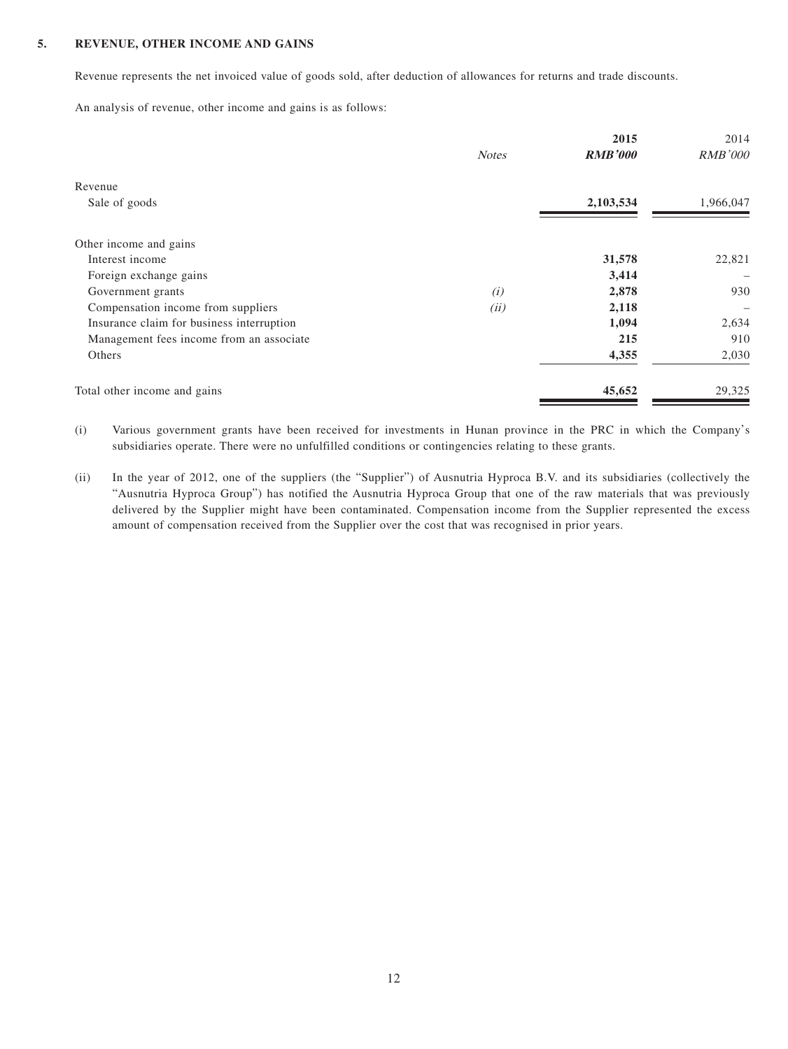## 5. REVENUE, OTHER INCOME AND GAINS

Revenue represents the net invoiced value of goods sold, after deduction of allowances for returns and trade discounts.

An analysis of revenue, other income and gains is as follows:

| | *Notes* | **2015** <br> ***RMB'000*** | 2014 <br> *RMB'000* |
|---|---|---|---|
| Revenue | | | |
| Sale of goods | | **2,103,534** | 1,966,047 |
| | | | |
| Other income and gains | | | |
| Interest income | | **31,578** | 22,821 |
| Foreign exchange gains | | **3,414** | – |
| Government grants | *(i)* | **2,878** | 930 |
| Compensation income from suppliers | *(ii)* | **2,118** | – |
| Insurance claim for business interruption | | **1,094** | 2,634 |
| Management fees income from an associate | | **215** | 910 |
| Others | | **4,355** | 2,030 |
| | | | |
| Total other income and gains | | **45,652** | 29,325 |

(i) Various government grants have been received for investments in Hunan province in the PRC in which the Company's subsidiaries operate. There were no unfulfilled conditions or contingencies relating to these grants.

(ii) In the year of 2012, one of the suppliers (the "Supplier") of Ausnutria Hyproca B.V. and its subsidiaries (collectively the "Ausnutria Hyproca Group") has notified the Ausnutria Hyproca Group that one of the raw materials that was previously delivered by the Supplier might have been contaminated. Compensation income from the Supplier represented the excess amount of compensation received from the Supplier over the cost that was recognised in prior years.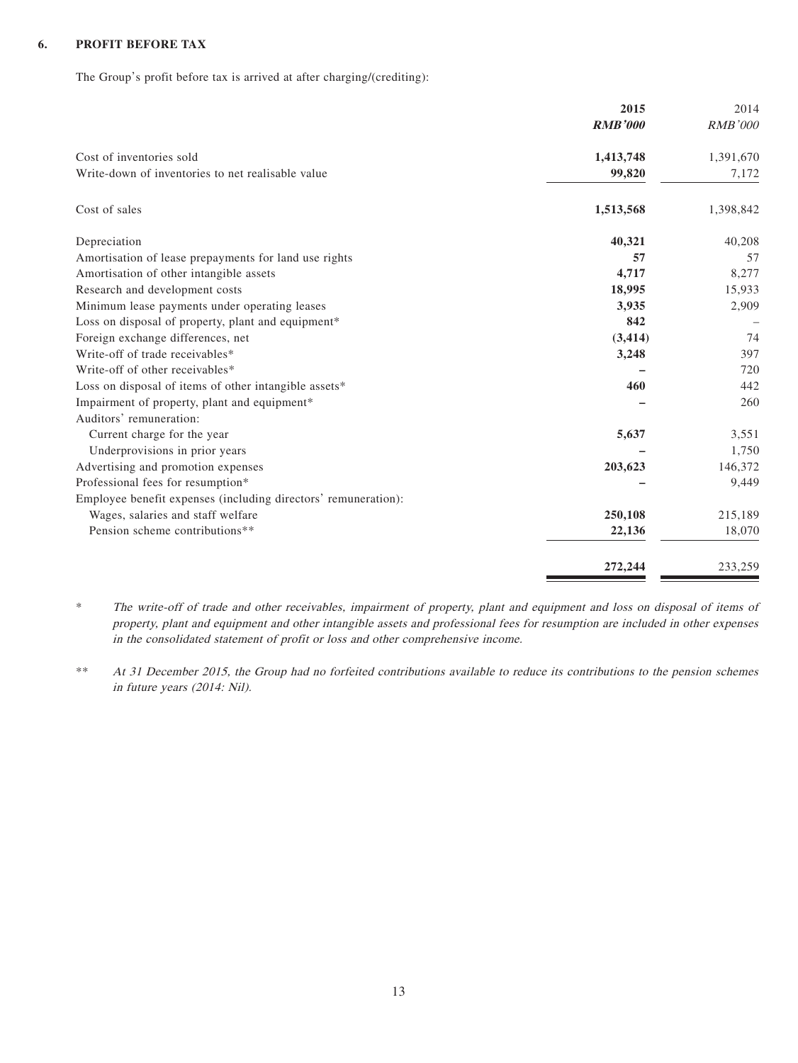## 6. PROFIT BEFORE TAX

The Group's profit before tax is arrived at after charging/(crediting):

| | **2015** | 2014 |
|---|---|---|
| | ***RMB'000*** | *RMB'000* |
| Cost of inventories sold | **1,413,748** | 1,391,670 |
| Write-down of inventories to net realisable value | **99,820** | 7,172 |
| Cost of sales | **1,513,568** | 1,398,842 |
| Depreciation | **40,321** | 40,208 |
| Amortisation of lease prepayments for land use rights | **57** | 57 |
| Amortisation of other intangible assets | **4,717** | 8,277 |
| Research and development costs | **18,995** | 15,933 |
| Minimum lease payments under operating leases | **3,935** | 2,909 |
| Loss on disposal of property, plant and equipment* | **842** | – |
| Foreign exchange differences, net | **(3,414)** | 74 |
| Write-off of trade receivables* | **3,248** | 397 |
| Write-off of other receivables* | **–** | 720 |
| Loss on disposal of items of other intangible assets* | **460** | 442 |
| Impairment of property, plant and equipment* | **–** | 260 |
| Auditors' remuneration: | | |
| Current charge for the year | **5,637** | 3,551 |
| Underprovisions in prior years | **–** | 1,750 |
| Advertising and promotion expenses | **203,623** | 146,372 |
| Professional fees for resumption* | **–** | 9,449 |
| Employee benefit expenses (including directors' remuneration): | | |
| Wages, salaries and staff welfare | **250,108** | 215,189 |
| Pension scheme contributions** | **22,136** | 18,070 |
| | **272,244** | 233,259 |

\* *The write-off of trade and other receivables, impairment of property, plant and equipment and loss on disposal of items of property, plant and equipment and other intangible assets and professional fees for resumption are included in other expenses in the consolidated statement of profit or loss and other comprehensive income.*

\*\* *At 31 December 2015, the Group had no forfeited contributions available to reduce its contributions to the pension schemes in future years (2014: Nil).*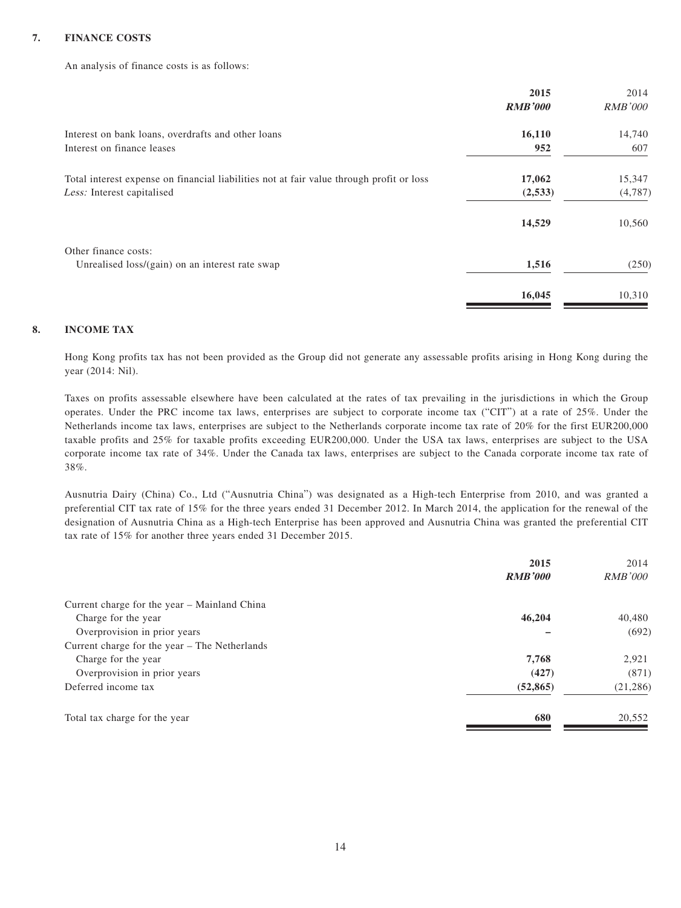## 7. FINANCE COSTS

An analysis of finance costs is as follows:

| | 2015 *RMB'000* | 2014 *RMB'000* |
|---|---|---|
| Interest on bank loans, overdrafts and other loans | **16,110** | 14,740 |
| Interest on finance leases | **952** | 607 |
| Total interest expense on financial liabilities not at fair value through profit or loss | **17,062** | 15,347 |
| *Less:* Interest capitalised | **(2,533)** | (4,787) |
| | **14,529** | 10,560 |
| Other finance costs: | | |
| Unrealised loss/(gain) on an interest rate swap | **1,516** | (250) |
| | **16,045** | 10,310 |

## 8. INCOME TAX

Hong Kong profits tax has not been provided as the Group did not generate any assessable profits arising in Hong Kong during the year (2014: Nil).

Taxes on profits assessable elsewhere have been calculated at the rates of tax prevailing in the jurisdictions in which the Group operates. Under the PRC income tax laws, enterprises are subject to corporate income tax ("CIT") at a rate of 25%. Under the Netherlands income tax laws, enterprises are subject to the Netherlands corporate income tax rate of 20% for the first EUR200,000 taxable profits and 25% for taxable profits exceeding EUR200,000. Under the USA tax laws, enterprises are subject to the USA corporate income tax rate of 34%. Under the Canada tax laws, enterprises are subject to the Canada corporate income tax rate of 38%.

Ausnutria Dairy (China) Co., Ltd ("Ausnutria China") was designated as a High-tech Enterprise from 2010, and was granted a preferential CIT tax rate of 15% for the three years ended 31 December 2012. In March 2014, the application for the renewal of the designation of Ausnutria China as a High-tech Enterprise has been approved and Ausnutria China was granted the preferential CIT tax rate of 15% for another three years ended 31 December 2015.

| | 2015 *RMB'000* | 2014 *RMB'000* |
|---|---|---|
| Current charge for the year – Mainland China | | |
| Charge for the year | **46,204** | 40,480 |
| Overprovision in prior years | **–** | (692) |
| Current charge for the year – The Netherlands | | |
| Charge for the year | **7,768** | 2,921 |
| Overprovision in prior years | **(427)** | (871) |
| Deferred income tax | **(52,865)** | (21,286) |
| Total tax charge for the year | **680** | 20,552 |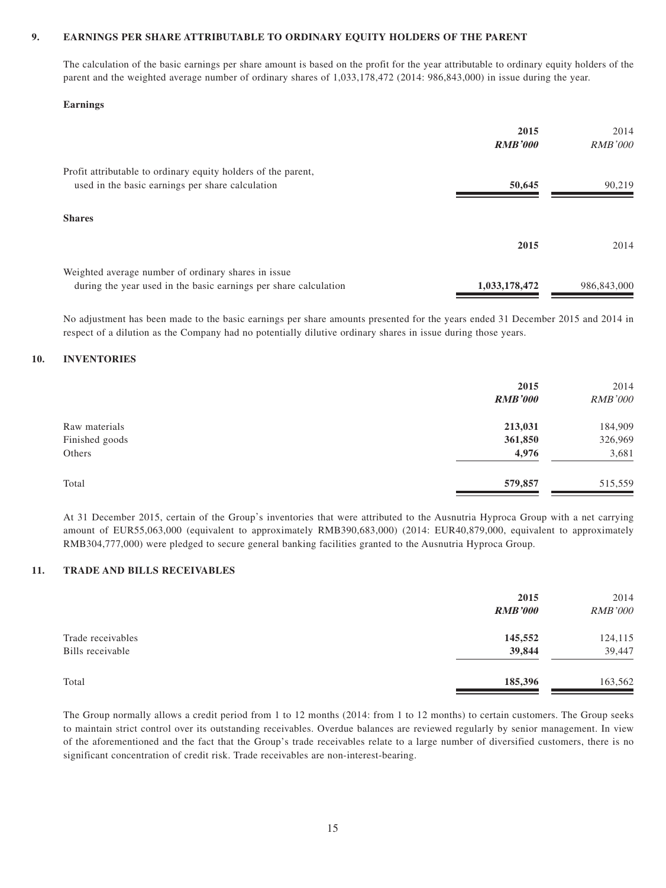## 9. EARNINGS PER SHARE ATTRIBUTABLE TO ORDINARY EQUITY HOLDERS OF THE PARENT

The calculation of the basic earnings per share amount is based on the profit for the year attributable to ordinary equity holders of the parent and the weighted average number of ordinary shares of 1,033,178,472 (2014: 986,843,000) in issue during the year.

**Earnings**

| | **2015** | 2014 |
|---|---|---|
| | ***RMB'000*** | *RMB'000* |
| Profit attributable to ordinary equity holders of the parent, used in the basic earnings per share calculation | **50,645** | 90,219 |

**Shares**

| | **2015** | 2014 |
|---|---|---|
| Weighted average number of ordinary shares in issue during the year used in the basic earnings per share calculation | **1,033,178,472** | 986,843,000 |

No adjustment has been made to the basic earnings per share amounts presented for the years ended 31 December 2015 and 2014 in respect of a dilution as the Company had no potentially dilutive ordinary shares in issue during those years.

## 10. INVENTORIES

| | **2015** | 2014 |
|---|---|---|
| | ***RMB'000*** | *RMB'000* |
| Raw materials | **213,031** | 184,909 |
| Finished goods | **361,850** | 326,969 |
| Others | **4,976** | 3,681 |
| Total | **579,857** | 515,559 |

At 31 December 2015, certain of the Group's inventories that were attributed to the Ausnutria Hyproca Group with a net carrying amount of EUR55,063,000 (equivalent to approximately RMB390,683,000) (2014: EUR40,879,000, equivalent to approximately RMB304,777,000) were pledged to secure general banking facilities granted to the Ausnutria Hyproca Group.

## 11. TRADE AND BILLS RECEIVABLES

| | **2015** | 2014 |
|---|---|---|
| | ***RMB'000*** | *RMB'000* |
| Trade receivables | **145,552** | 124,115 |
| Bills receivable | **39,844** | 39,447 |
| Total | **185,396** | 163,562 |

The Group normally allows a credit period from 1 to 12 months (2014: from 1 to 12 months) to certain customers. The Group seeks to maintain strict control over its outstanding receivables. Overdue balances are reviewed regularly by senior management. In view of the aforementioned and the fact that the Group's trade receivables relate to a large number of diversified customers, there is no significant concentration of credit risk. Trade receivables are non-interest-bearing.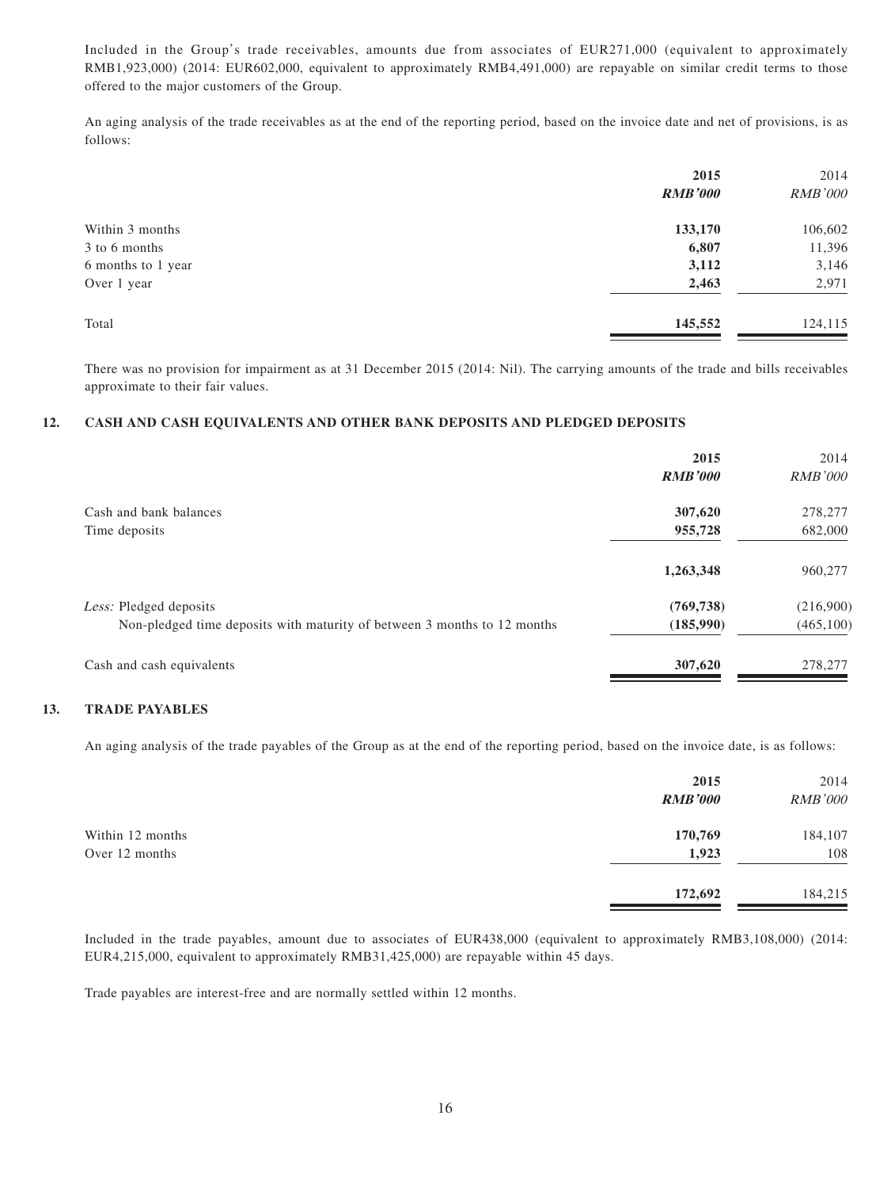Included in the Group's trade receivables, amounts due from associates of EUR271,000 (equivalent to approximately RMB1,923,000) (2014: EUR602,000, equivalent to approximately RMB4,491,000) are repayable on similar credit terms to those offered to the major customers of the Group.

An aging analysis of the trade receivables as at the end of the reporting period, based on the invoice date and net of provisions, is as follows:

| | 2015 | 2014 |
|---|---|---|
| | *RMB'000* | *RMB'000* |
| Within 3 months | **133,170** | 106,602 |
| 3 to 6 months | **6,807** | 11,396 |
| 6 months to 1 year | **3,112** | 3,146 |
| Over 1 year | **2,463** | 2,971 |
| Total | **145,552** | 124,115 |

There was no provision for impairment as at 31 December 2015 (2014: Nil). The carrying amounts of the trade and bills receivables approximate to their fair values.

## 12. CASH AND CASH EQUIVALENTS AND OTHER BANK DEPOSITS AND PLEDGED DEPOSITS

| | 2015 | 2014 |
|---|---|---|
| | *RMB'000* | *RMB'000* |
| Cash and bank balances | **307,620** | 278,277 |
| Time deposits | **955,728** | 682,000 |
| | **1,263,348** | 960,277 |
| *Less:* Pledged deposits | **(769,738)** | (216,900) |
| Non-pledged time deposits with maturity of between 3 months to 12 months | **(185,990)** | (465,100) |
| Cash and cash equivalents | **307,620** | 278,277 |

## 13. TRADE PAYABLES

An aging analysis of the trade payables of the Group as at the end of the reporting period, based on the invoice date, is as follows:

| | 2015 | 2014 |
|---|---|---|
| | *RMB'000* | *RMB'000* |
| Within 12 months | **170,769** | 184,107 |
| Over 12 months | **1,923** | 108 |
| | **172,692** | 184,215 |

Included in the trade payables, amount due to associates of EUR438,000 (equivalent to approximately RMB3,108,000) (2014: EUR4,215,000, equivalent to approximately RMB31,425,000) are repayable within 45 days.

Trade payables are interest-free and are normally settled within 12 months.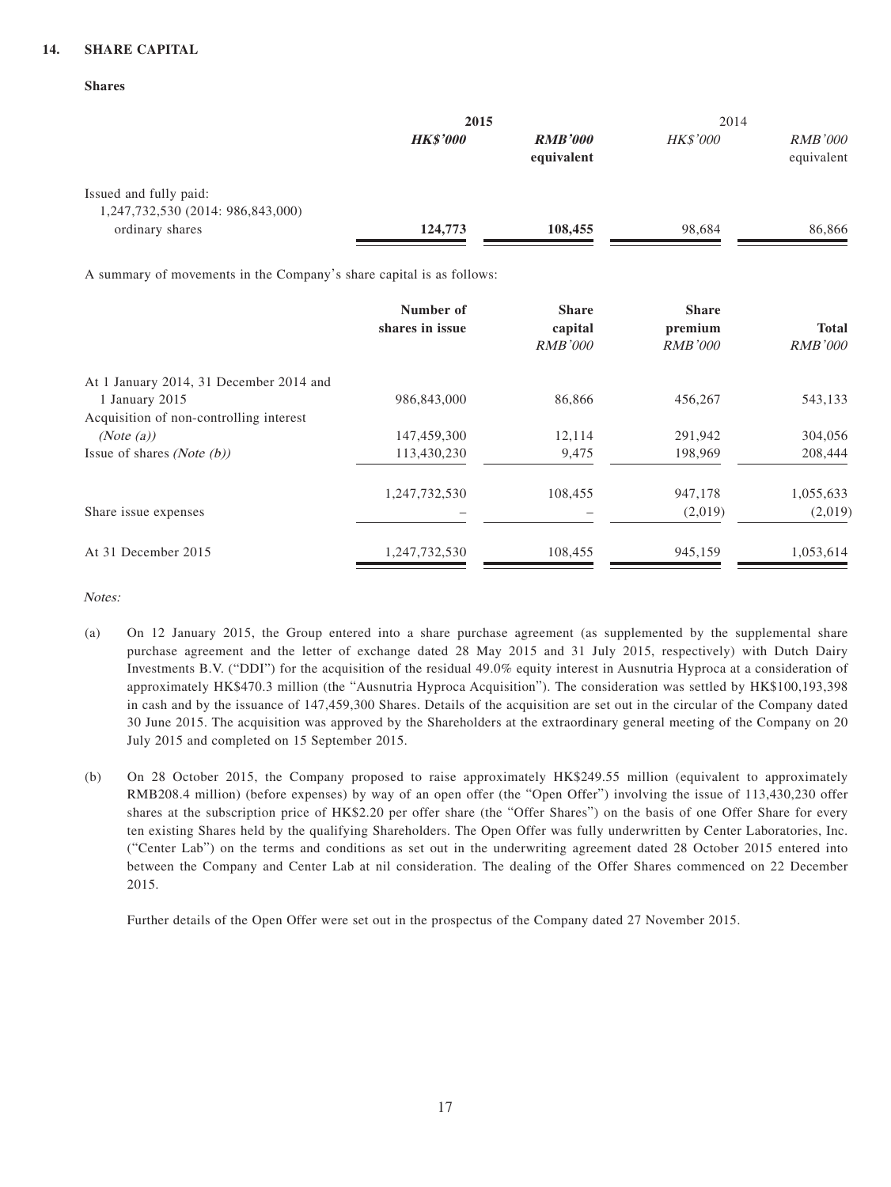## 14. SHARE CAPITAL

**Shares**

| | **2015** | | 2014 | |
|---|---|---|---|---|
| | ***HK$'000*** | ***RMB'000* equivalent** | *HK$'000* | *RMB'000* equivalent |
| Issued and fully paid: 1,247,732,530 (2014: 986,843,000) ordinary shares | **124,773** | **108,455** | 98,684 | 86,866 |

A summary of movements in the Company's share capital is as follows:

| | **Number of shares in issue** | **Share capital** *RMB'000* | **Share premium** *RMB'000* | **Total** *RMB'000* |
|---|---|---|---|---|
| At 1 January 2014, 31 December 2014 and 1 January 2015 | 986,843,000 | 86,866 | 456,267 | 543,133 |
| Acquisition of non-controlling interest *(Note (a))* | 147,459,300 | 12,114 | 291,942 | 304,056 |
| Issue of shares *(Note (b))* | 113,430,230 | 9,475 | 198,969 | 208,444 |
| | 1,247,732,530 | 108,455 | 947,178 | 1,055,633 |
| Share issue expenses | – | – | (2,019) | (2,019) |
| At 31 December 2015 | 1,247,732,530 | 108,455 | 945,159 | 1,053,614 |

*Notes:*

(a) On 12 January 2015, the Group entered into a share purchase agreement (as supplemented by the supplemental share purchase agreement and the letter of exchange dated 28 May 2015 and 31 July 2015, respectively) with Dutch Dairy Investments B.V. ("DDI") for the acquisition of the residual 49.0% equity interest in Ausnutria Hyproca at a consideration of approximately HK$470.3 million (the "Ausnutria Hyproca Acquisition"). The consideration was settled by HK$100,193,398 in cash and by the issuance of 147,459,300 Shares. Details of the acquisition are set out in the circular of the Company dated 30 June 2015. The acquisition was approved by the Shareholders at the extraordinary general meeting of the Company on 20 July 2015 and completed on 15 September 2015.

(b) On 28 October 2015, the Company proposed to raise approximately HK$249.55 million (equivalent to approximately RMB208.4 million) (before expenses) by way of an open offer (the "Open Offer") involving the issue of 113,430,230 offer shares at the subscription price of HK$2.20 per offer share (the "Offer Shares") on the basis of one Offer Share for every ten existing Shares held by the qualifying Shareholders. The Open Offer was fully underwritten by Center Laboratories, Inc. ("Center Lab") on the terms and conditions as set out in the underwriting agreement dated 28 October 2015 entered into between the Company and Center Lab at nil consideration. The dealing of the Offer Shares commenced on 22 December 2015.

Further details of the Open Offer were set out in the prospectus of the Company dated 27 November 2015.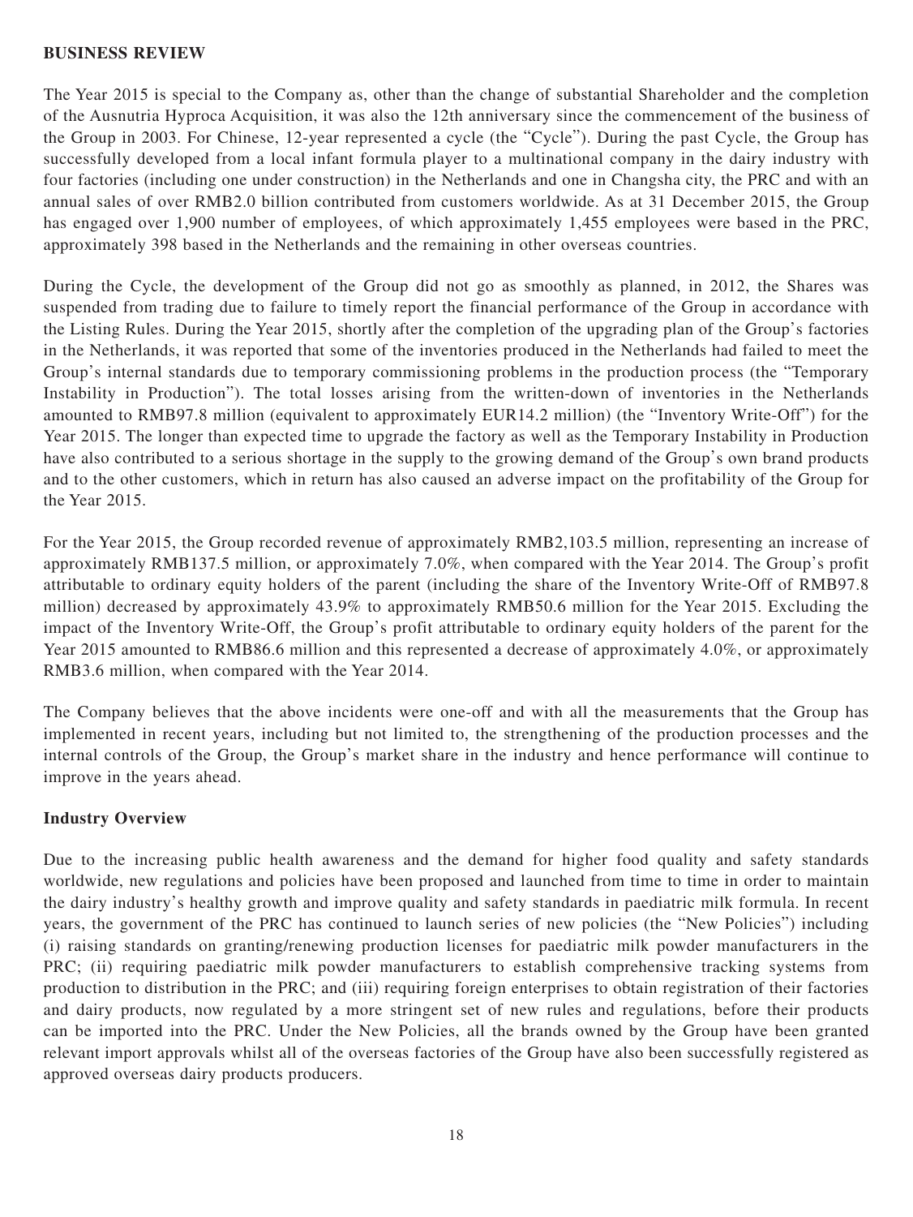## BUSINESS REVIEW

The Year 2015 is special to the Company as, other than the change of substantial Shareholder and the completion of the Ausnutria Hyproca Acquisition, it was also the 12th anniversary since the commencement of the business of the Group in 2003. For Chinese, 12-year represented a cycle (the "Cycle"). During the past Cycle, the Group has successfully developed from a local infant formula player to a multinational company in the dairy industry with four factories (including one under construction) in the Netherlands and one in Changsha city, the PRC and with an annual sales of over RMB2.0 billion contributed from customers worldwide. As at 31 December 2015, the Group has engaged over 1,900 number of employees, of which approximately 1,455 employees were based in the PRC, approximately 398 based in the Netherlands and the remaining in other overseas countries.

During the Cycle, the development of the Group did not go as smoothly as planned, in 2012, the Shares was suspended from trading due to failure to timely report the financial performance of the Group in accordance with the Listing Rules. During the Year 2015, shortly after the completion of the upgrading plan of the Group's factories in the Netherlands, it was reported that some of the inventories produced in the Netherlands had failed to meet the Group's internal standards due to temporary commissioning problems in the production process (the "Temporary Instability in Production"). The total losses arising from the written-down of inventories in the Netherlands amounted to RMB97.8 million (equivalent to approximately EUR14.2 million) (the "Inventory Write-Off") for the Year 2015. The longer than expected time to upgrade the factory as well as the Temporary Instability in Production have also contributed to a serious shortage in the supply to the growing demand of the Group's own brand products and to the other customers, which in return has also caused an adverse impact on the profitability of the Group for the Year 2015.

For the Year 2015, the Group recorded revenue of approximately RMB2,103.5 million, representing an increase of approximately RMB137.5 million, or approximately 7.0%, when compared with the Year 2014. The Group's profit attributable to ordinary equity holders of the parent (including the share of the Inventory Write-Off of RMB97.8 million) decreased by approximately 43.9% to approximately RMB50.6 million for the Year 2015. Excluding the impact of the Inventory Write-Off, the Group's profit attributable to ordinary equity holders of the parent for the Year 2015 amounted to RMB86.6 million and this represented a decrease of approximately 4.0%, or approximately RMB3.6 million, when compared with the Year 2014.

The Company believes that the above incidents were one-off and with all the measurements that the Group has implemented in recent years, including but not limited to, the strengthening of the production processes and the internal controls of the Group, the Group's market share in the industry and hence performance will continue to improve in the years ahead.

### Industry Overview

Due to the increasing public health awareness and the demand for higher food quality and safety standards worldwide, new regulations and policies have been proposed and launched from time to time in order to maintain the dairy industry's healthy growth and improve quality and safety standards in paediatric milk formula. In recent years, the government of the PRC has continued to launch series of new policies (the "New Policies") including (i) raising standards on granting/renewing production licenses for paediatric milk powder manufacturers in the PRC; (ii) requiring paediatric milk powder manufacturers to establish comprehensive tracking systems from production to distribution in the PRC; and (iii) requiring foreign enterprises to obtain registration of their factories and dairy products, now regulated by a more stringent set of new rules and regulations, before their products can be imported into the PRC. Under the New Policies, all the brands owned by the Group have been granted relevant import approvals whilst all of the overseas factories of the Group have also been successfully registered as approved overseas dairy products producers.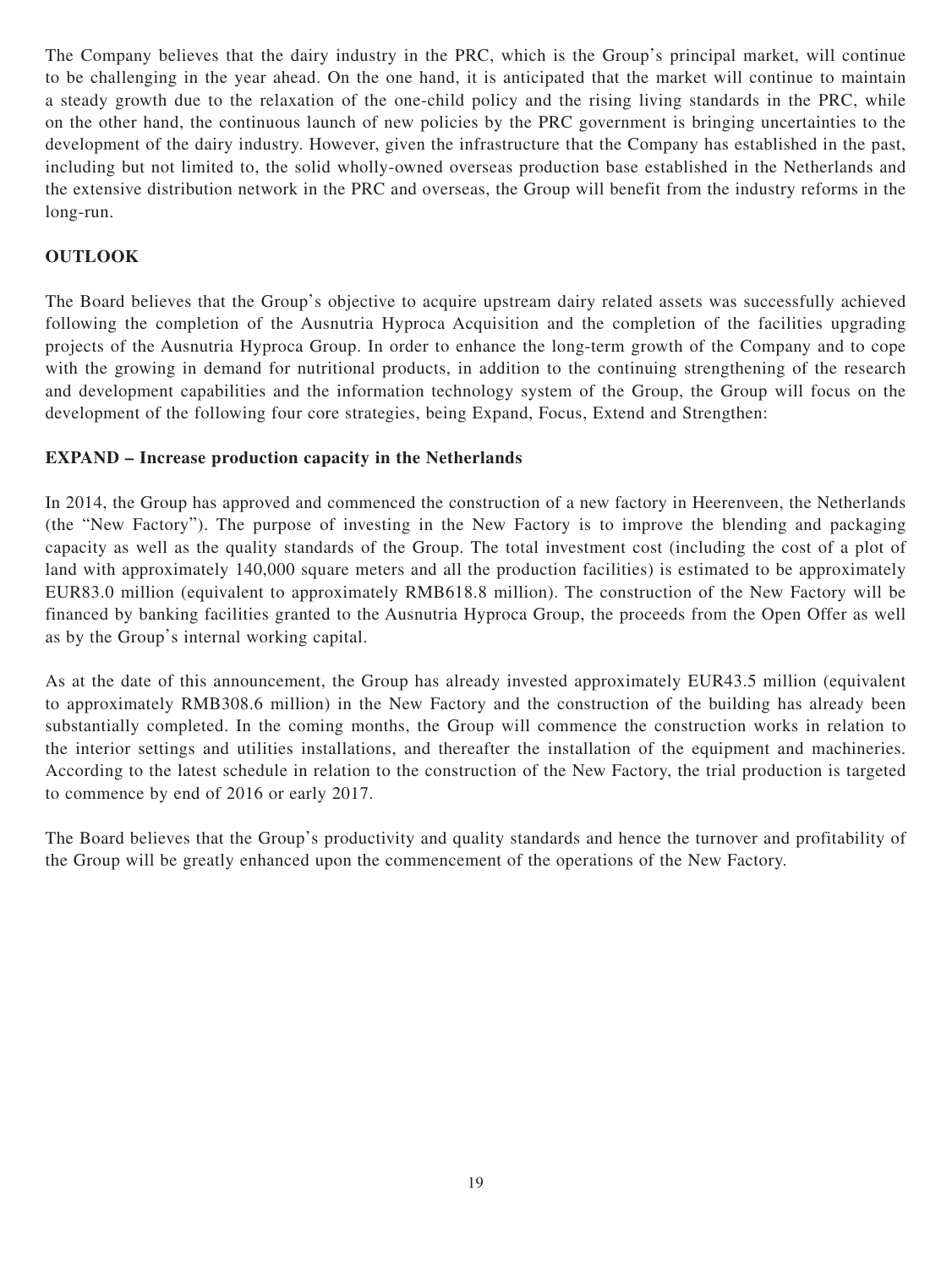The Company believes that the dairy industry in the PRC, which is the Group's principal market, will continue to be challenging in the year ahead. On the one hand, it is anticipated that the market will continue to maintain a steady growth due to the relaxation of the one-child policy and the rising living standards in the PRC, while on the other hand, the continuous launch of new policies by the PRC government is bringing uncertainties to the development of the dairy industry. However, given the infrastructure that the Company has established in the past, including but not limited to, the solid wholly-owned overseas production base established in the Netherlands and the extensive distribution network in the PRC and overseas, the Group will benefit from the industry reforms in the long-run.

## OUTLOOK

The Board believes that the Group's objective to acquire upstream dairy related assets was successfully achieved following the completion of the Ausnutria Hyproca Acquisition and the completion of the facilities upgrading projects of the Ausnutria Hyproca Group. In order to enhance the long-term growth of the Company and to cope with the growing in demand for nutritional products, in addition to the continuing strengthening of the research and development capabilities and the information technology system of the Group, the Group will focus on the development of the following four core strategies, being Expand, Focus, Extend and Strengthen:

### EXPAND – Increase production capacity in the Netherlands

In 2014, the Group has approved and commenced the construction of a new factory in Heerenveen, the Netherlands (the "New Factory"). The purpose of investing in the New Factory is to improve the blending and packaging capacity as well as the quality standards of the Group. The total investment cost (including the cost of a plot of land with approximately 140,000 square meters and all the production facilities) is estimated to be approximately EUR83.0 million (equivalent to approximately RMB618.8 million). The construction of the New Factory will be financed by banking facilities granted to the Ausnutria Hyproca Group, the proceeds from the Open Offer as well as by the Group's internal working capital.

As at the date of this announcement, the Group has already invested approximately EUR43.5 million (equivalent to approximately RMB308.6 million) in the New Factory and the construction of the building has already been substantially completed. In the coming months, the Group will commence the construction works in relation to the interior settings and utilities installations, and thereafter the installation of the equipment and machineries. According to the latest schedule in relation to the construction of the New Factory, the trial production is targeted to commence by end of 2016 or early 2017.

The Board believes that the Group's productivity and quality standards and hence the turnover and profitability of the Group will be greatly enhanced upon the commencement of the operations of the New Factory.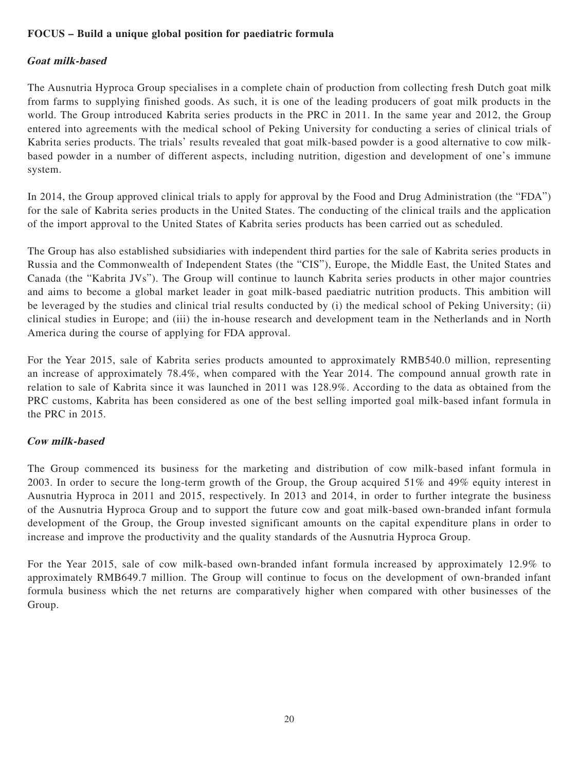## FOCUS – Build a unique global position for paediatric formula

### *Goat milk-based*

The Ausnutria Hyproca Group specialises in a complete chain of production from collecting fresh Dutch goat milk from farms to supplying finished goods. As such, it is one of the leading producers of goat milk products in the world. The Group introduced Kabrita series products in the PRC in 2011. In the same year and 2012, the Group entered into agreements with the medical school of Peking University for conducting a series of clinical trials of Kabrita series products. The trials' results revealed that goat milk-based powder is a good alternative to cow milk-based powder in a number of different aspects, including nutrition, digestion and development of one's immune system.

In 2014, the Group approved clinical trials to apply for approval by the Food and Drug Administration (the "FDA") for the sale of Kabrita series products in the United States. The conducting of the clinical trails and the application of the import approval to the United States of Kabrita series products has been carried out as scheduled.

The Group has also established subsidiaries with independent third parties for the sale of Kabrita series products in Russia and the Commonwealth of Independent States (the "CIS"), Europe, the Middle East, the United States and Canada (the "Kabrita JVs"). The Group will continue to launch Kabrita series products in other major countries and aims to become a global market leader in goat milk-based paediatric nutrition products. This ambition will be leveraged by the studies and clinical trial results conducted by (i) the medical school of Peking University; (ii) clinical studies in Europe; and (iii) the in-house research and development team in the Netherlands and in North America during the course of applying for FDA approval.

For the Year 2015, sale of Kabrita series products amounted to approximately RMB540.0 million, representing an increase of approximately 78.4%, when compared with the Year 2014. The compound annual growth rate in relation to sale of Kabrita since it was launched in 2011 was 128.9%. According to the data as obtained from the PRC customs, Kabrita has been considered as one of the best selling imported goal milk-based infant formula in the PRC in 2015.

### *Cow milk-based*

The Group commenced its business for the marketing and distribution of cow milk-based infant formula in 2003. In order to secure the long-term growth of the Group, the Group acquired 51% and 49% equity interest in Ausnutria Hyproca in 2011 and 2015, respectively. In 2013 and 2014, in order to further integrate the business of the Ausnutria Hyproca Group and to support the future cow and goat milk-based own-branded infant formula development of the Group, the Group invested significant amounts on the capital expenditure plans in order to increase and improve the productivity and the quality standards of the Ausnutria Hyproca Group.

For the Year 2015, sale of cow milk-based own-branded infant formula increased by approximately 12.9% to approximately RMB649.7 million. The Group will continue to focus on the development of own-branded infant formula business which the net returns are comparatively higher when compared with other businesses of the Group.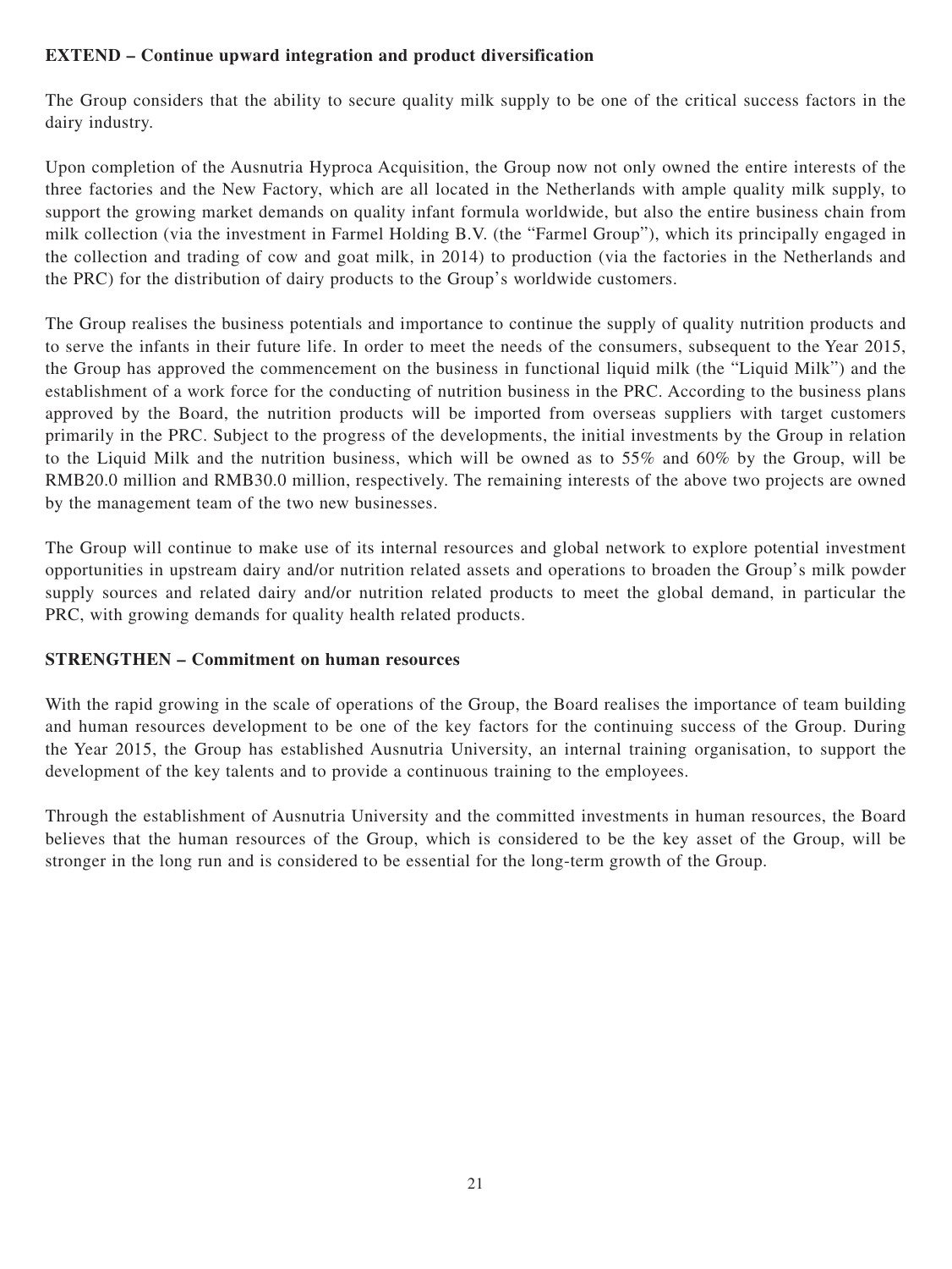**EXTEND – Continue upward integration and product diversification**

The Group considers that the ability to secure quality milk supply to be one of the critical success factors in the dairy industry.

Upon completion of the Ausnutria Hyproca Acquisition, the Group now not only owned the entire interests of the three factories and the New Factory, which are all located in the Netherlands with ample quality milk supply, to support the growing market demands on quality infant formula worldwide, but also the entire business chain from milk collection (via the investment in Farmel Holding B.V. (the "Farmel Group"), which its principally engaged in the collection and trading of cow and goat milk, in 2014) to production (via the factories in the Netherlands and the PRC) for the distribution of dairy products to the Group's worldwide customers.

The Group realises the business potentials and importance to continue the supply of quality nutrition products and to serve the infants in their future life. In order to meet the needs of the consumers, subsequent to the Year 2015, the Group has approved the commencement on the business in functional liquid milk (the "Liquid Milk") and the establishment of a work force for the conducting of nutrition business in the PRC. According to the business plans approved by the Board, the nutrition products will be imported from overseas suppliers with target customers primarily in the PRC. Subject to the progress of the developments, the initial investments by the Group in relation to the Liquid Milk and the nutrition business, which will be owned as to 55% and 60% by the Group, will be RMB20.0 million and RMB30.0 million, respectively. The remaining interests of the above two projects are owned by the management team of the two new businesses.

The Group will continue to make use of its internal resources and global network to explore potential investment opportunities in upstream dairy and/or nutrition related assets and operations to broaden the Group's milk powder supply sources and related dairy and/or nutrition related products to meet the global demand, in particular the PRC, with growing demands for quality health related products.

**STRENGTHEN – Commitment on human resources**

With the rapid growing in the scale of operations of the Group, the Board realises the importance of team building and human resources development to be one of the key factors for the continuing success of the Group. During the Year 2015, the Group has established Ausnutria University, an internal training organisation, to support the development of the key talents and to provide a continuous training to the employees.

Through the establishment of Ausnutria University and the committed investments in human resources, the Board believes that the human resources of the Group, which is considered to be the key asset of the Group, will be stronger in the long run and is considered to be essential for the long-term growth of the Group.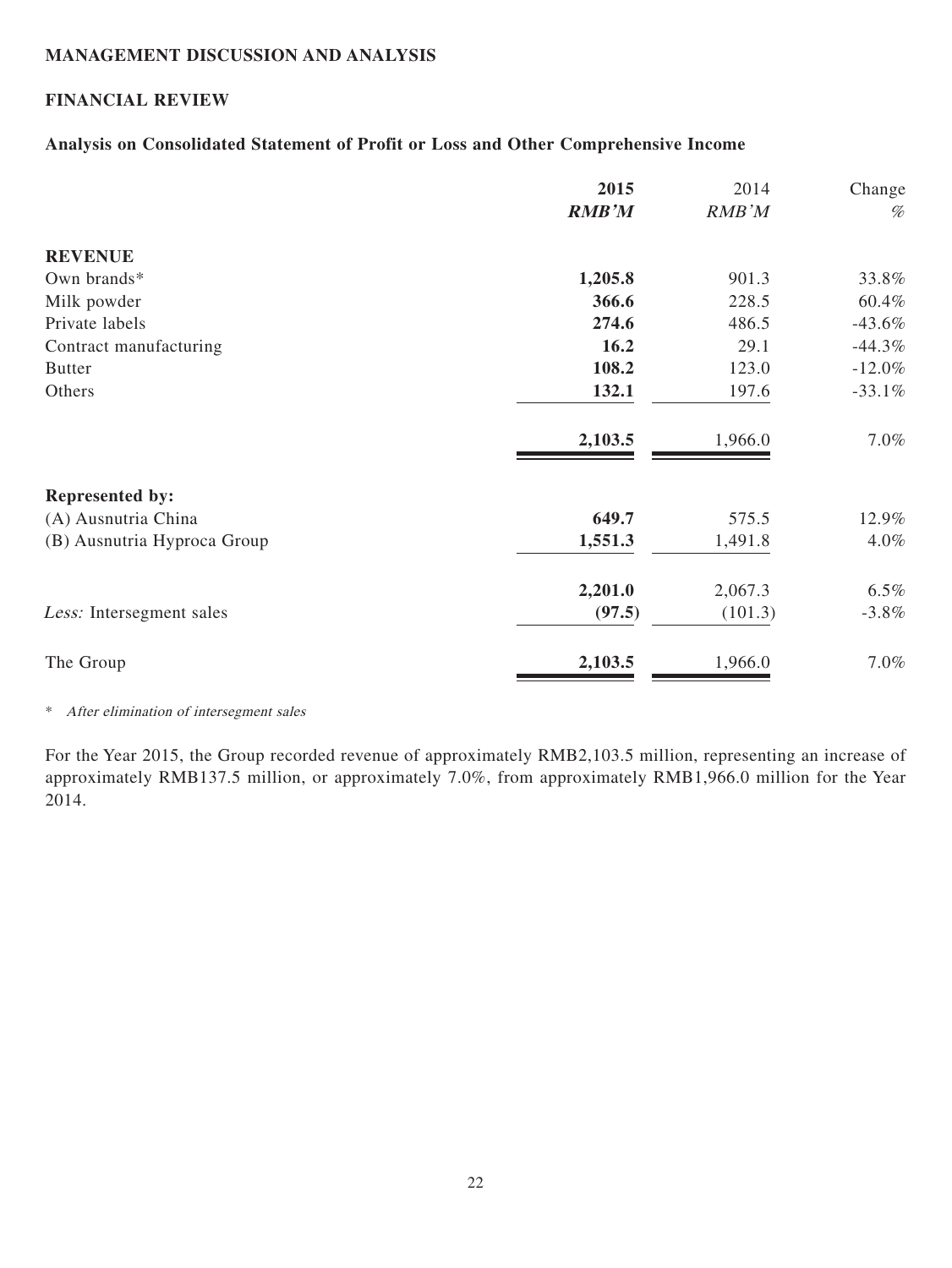**MANAGEMENT DISCUSSION AND ANALYSIS**

**FINANCIAL REVIEW**

**Analysis on Consolidated Statement of Profit or Loss and Other Comprehensive Income**

| | **2015** | 2014 | Change |
|---|---|---|---|
| | ***RMB'M*** | *RMB'M* | *%* |
| **REVENUE** | | | |
| Own brands* | **1,205.8** | 901.3 | 33.8% |
| Milk powder | **366.6** | 228.5 | 60.4% |
| Private labels | **274.6** | 486.5 | -43.6% |
| Contract manufacturing | **16.2** | 29.1 | -44.3% |
| Butter | **108.2** | 123.0 | -12.0% |
| Others | **132.1** | 197.6 | -33.1% |
| | **2,103.5** | 1,966.0 | 7.0% |
| **Represented by:** | | | |
| (A) Ausnutria China | **649.7** | 575.5 | 12.9% |
| (B) Ausnutria Hyproca Group | **1,551.3** | 1,491.8 | 4.0% |
| | **2,201.0** | 2,067.3 | 6.5% |
| *Less:* Intersegment sales | **(97.5)** | (101.3) | -3.8% |
| The Group | **2,103.5** | 1,966.0 | 7.0% |

\* *After elimination of intersegment sales*

For the Year 2015, the Group recorded revenue of approximately RMB2,103.5 million, representing an increase of approximately RMB137.5 million, or approximately 7.0%, from approximately RMB1,966.0 million for the Year 2014.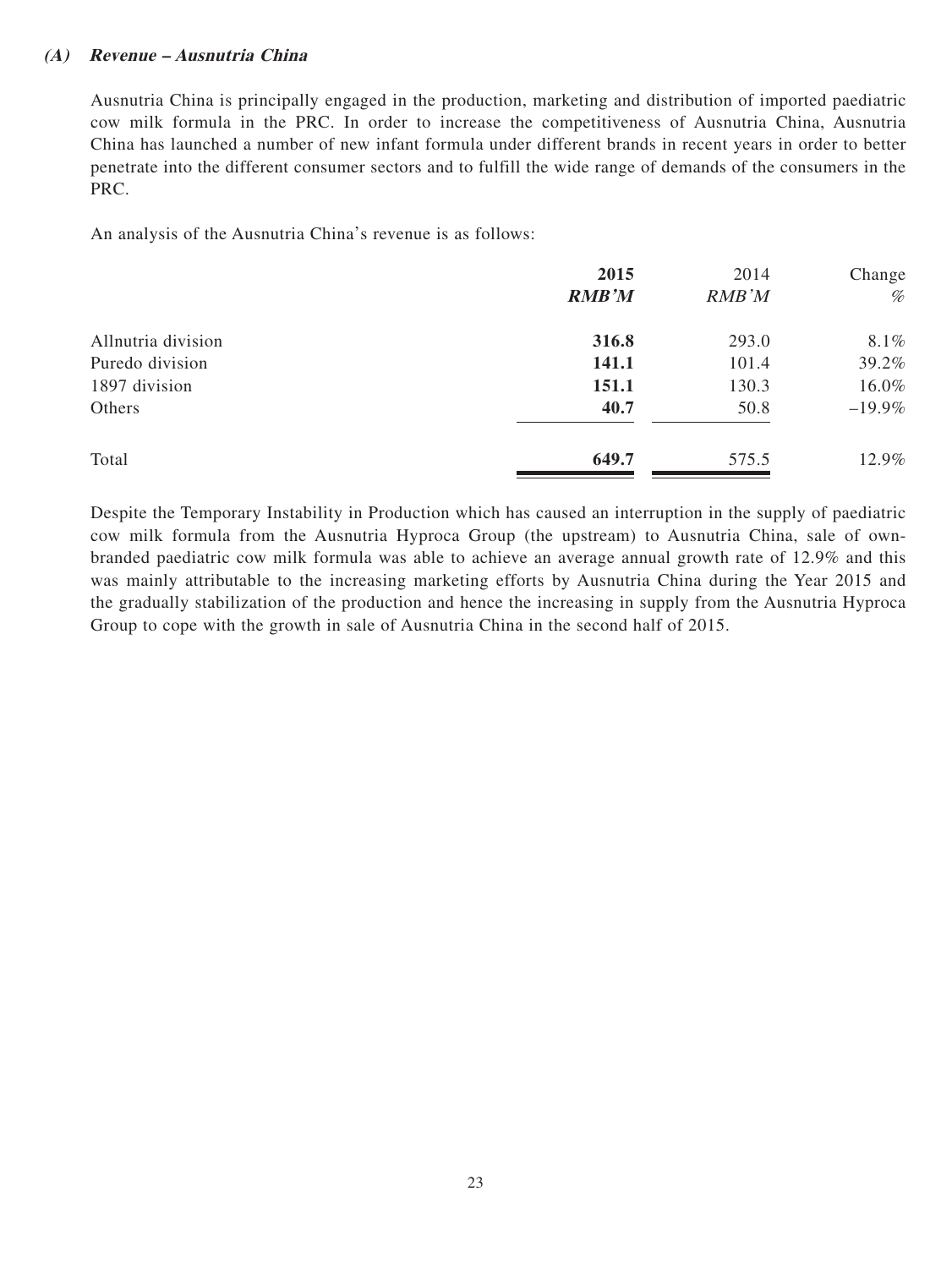### *(A) Revenue – Ausnutria China*

Ausnutria China is principally engaged in the production, marketing and distribution of imported paediatric cow milk formula in the PRC. In order to increase the competitiveness of Ausnutria China, Ausnutria China has launched a number of new infant formula under different brands in recent years in order to better penetrate into the different consumer sectors and to fulfill the wide range of demands of the consumers in the PRC.

An analysis of the Ausnutria China's revenue is as follows:

| | **2015** | 2014 | Change |
|---|---|---|---|
| | ***RMB'M*** | *RMB'M* | *%* |
| Allnutria division | **316.8** | 293.0 | 8.1% |
| Puredo division | **141.1** | 101.4 | 39.2% |
| 1897 division | **151.1** | 130.3 | 16.0% |
| Others | **40.7** | 50.8 | –19.9% |
| Total | **649.7** | 575.5 | 12.9% |

Despite the Temporary Instability in Production which has caused an interruption in the supply of paediatric cow milk formula from the Ausnutria Hyproca Group (the upstream) to Ausnutria China, sale of own-branded paediatric cow milk formula was able to achieve an average annual growth rate of 12.9% and this was mainly attributable to the increasing marketing efforts by Ausnutria China during the Year 2015 and the gradually stabilization of the production and hence the increasing in supply from the Ausnutria Hyproca Group to cope with the growth in sale of Ausnutria China in the second half of 2015.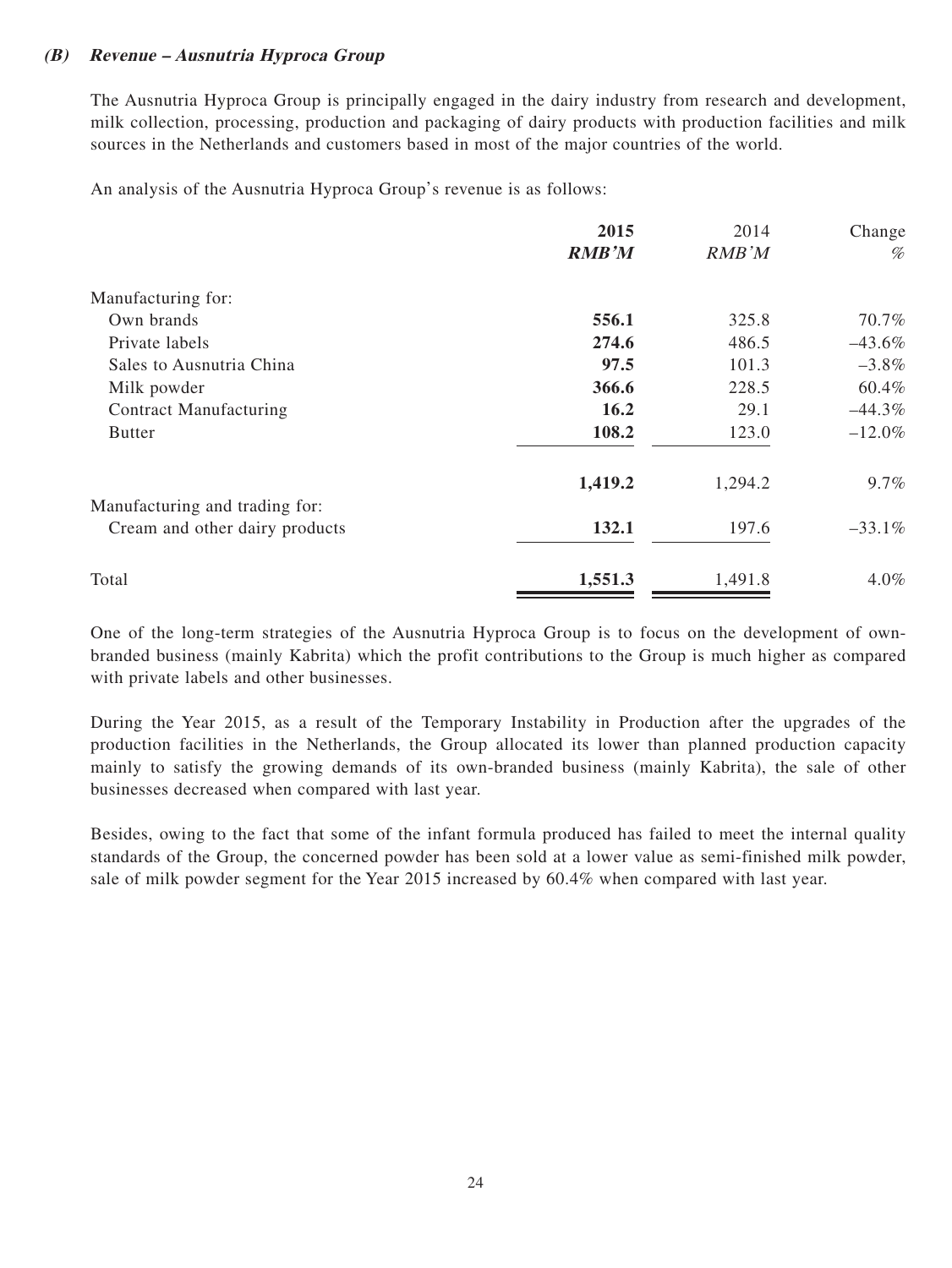### (B) Revenue – Ausnutria Hyproca Group

The Ausnutria Hyproca Group is principally engaged in the dairy industry from research and development, milk collection, processing, production and packaging of dairy products with production facilities and milk sources in the Netherlands and customers based in most of the major countries of the world.

An analysis of the Ausnutria Hyproca Group's revenue is as follows:

| | 2015 | 2014 | Change |
|---|---|---|---|
| | ***RMB'M*** | *RMB'M* | *%* |
| Manufacturing for: | | | |
| Own brands | **556.1** | 325.8 | 70.7% |
| Private labels | **274.6** | 486.5 | –43.6% |
| Sales to Ausnutria China | **97.5** | 101.3 | –3.8% |
| Milk powder | **366.6** | 228.5 | 60.4% |
| Contract Manufacturing | **16.2** | 29.1 | –44.3% |
| Butter | **108.2** | 123.0 | –12.0% |
| | **1,419.2** | 1,294.2 | 9.7% |
| Manufacturing and trading for: | | | |
| Cream and other dairy products | **132.1** | 197.6 | –33.1% |
| Total | **1,551.3** | 1,491.8 | 4.0% |

One of the long-term strategies of the Ausnutria Hyproca Group is to focus on the development of own-branded business (mainly Kabrita) which the profit contributions to the Group is much higher as compared with private labels and other businesses.

During the Year 2015, as a result of the Temporary Instability in Production after the upgrades of the production facilities in the Netherlands, the Group allocated its lower than planned production capacity mainly to satisfy the growing demands of its own-branded business (mainly Kabrita), the sale of other businesses decreased when compared with last year.

Besides, owing to the fact that some of the infant formula produced has failed to meet the internal quality standards of the Group, the concerned powder has been sold at a lower value as semi-finished milk powder, sale of milk powder segment for the Year 2015 increased by 60.4% when compared with last year.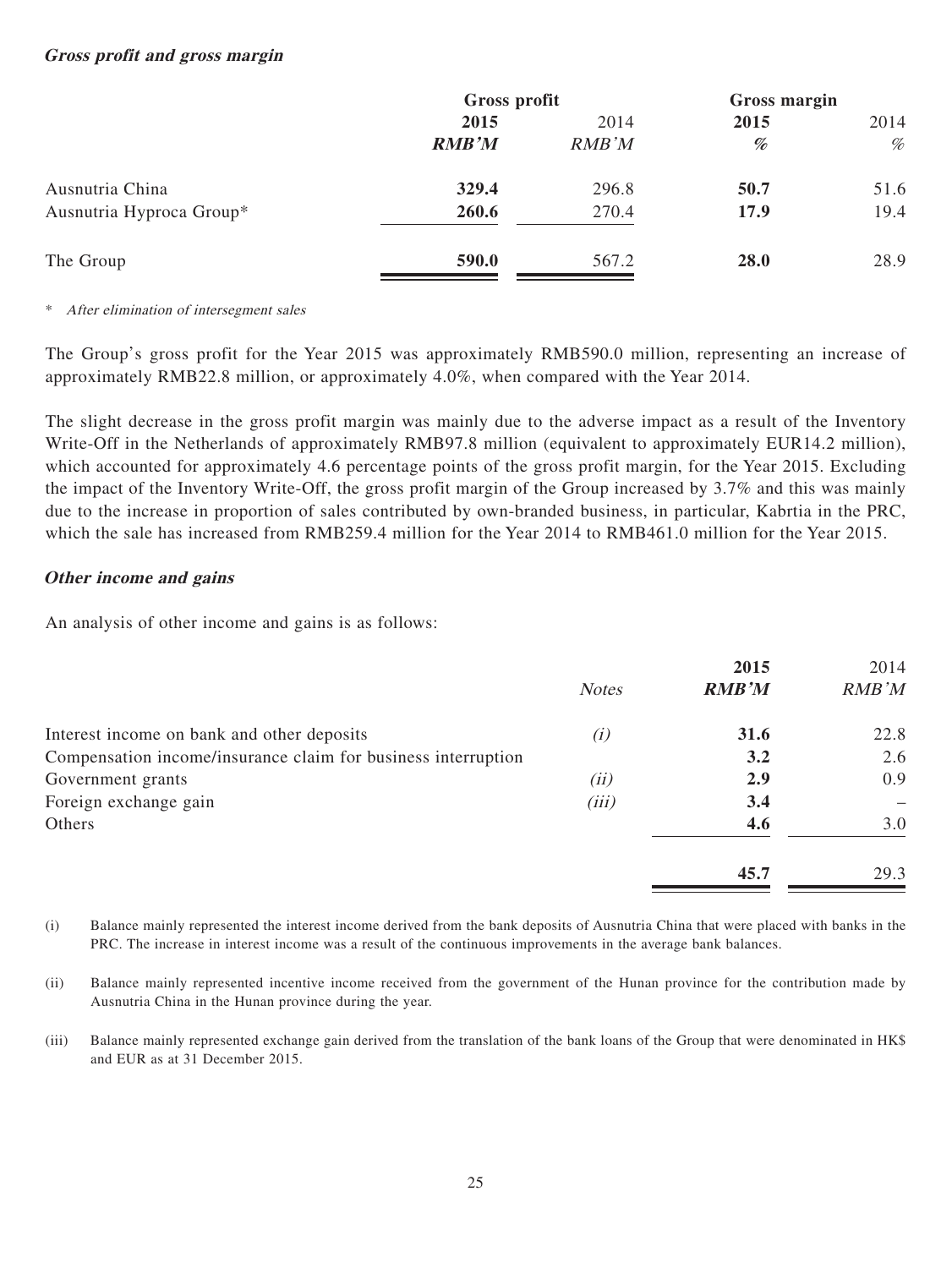### *Gross profit and gross margin*

| | Gross profit | | Gross margin | |
|---|---|---|---|---|
| | **2015** | 2014 | **2015** | 2014 |
| | ***RMB'M*** | *RMB'M* | ***%*** | *%* |
| Ausnutria China | **329.4** | 296.8 | **50.7** | 51.6 |
| Ausnutria Hyproca Group* | **260.6** | 270.4 | **17.9** | 19.4 |
| The Group | **590.0** | 567.2 | **28.0** | 28.9 |

\* *After elimination of intersegment sales*

The Group's gross profit for the Year 2015 was approximately RMB590.0 million, representing an increase of approximately RMB22.8 million, or approximately 4.0%, when compared with the Year 2014.

The slight decrease in the gross profit margin was mainly due to the adverse impact as a result of the Inventory Write-Off in the Netherlands of approximately RMB97.8 million (equivalent to approximately EUR14.2 million), which accounted for approximately 4.6 percentage points of the gross profit margin, for the Year 2015. Excluding the impact of the Inventory Write-Off, the gross profit margin of the Group increased by 3.7% and this was mainly due to the increase in proportion of sales contributed by own-branded business, in particular, Kabrtia in the PRC, which the sale has increased from RMB259.4 million for the Year 2014 to RMB461.0 million for the Year 2015.

### *Other income and gains*

An analysis of other income and gains is as follows:

| | *Notes* | **2015** ***RMB'M*** | 2014 *RMB'M* |
|---|---|---|---|
| Interest income on bank and other deposits | *(i)* | **31.6** | 22.8 |
| Compensation income/insurance claim for business interruption | | **3.2** | 2.6 |
| Government grants | *(ii)* | **2.9** | 0.9 |
| Foreign exchange gain | *(iii)* | **3.4** | – |
| Others | | **4.6** | 3.0 |
| | | **45.7** | 29.3 |

(i) Balance mainly represented the interest income derived from the bank deposits of Ausnutria China that were placed with banks in the PRC. The increase in interest income was a result of the continuous improvements in the average bank balances.

(ii) Balance mainly represented incentive income received from the government of the Hunan province for the contribution made by Ausnutria China in the Hunan province during the year.

(iii) Balance mainly represented exchange gain derived from the translation of the bank loans of the Group that were denominated in HK$ and EUR as at 31 December 2015.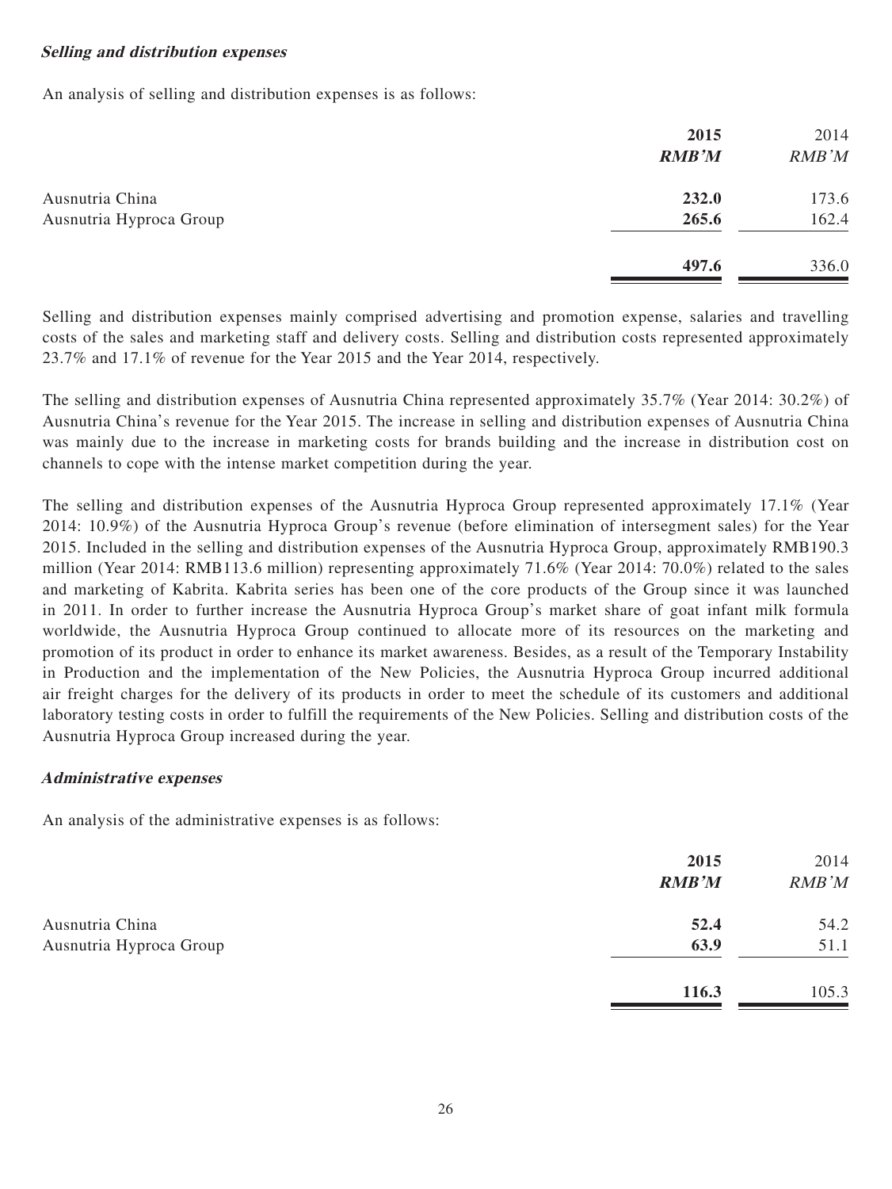***Selling and distribution expenses***

An analysis of selling and distribution expenses is as follows:

| | **2015** | 2014 |
|---|---|---|
| | ***RMB'M*** | *RMB'M* |
| Ausnutria China | **232.0** | 173.6 |
| Ausnutria Hyproca Group | **265.6** | 162.4 |
| | **497.6** | 336.0 |

Selling and distribution expenses mainly comprised advertising and promotion expense, salaries and travelling costs of the sales and marketing staff and delivery costs. Selling and distribution costs represented approximately 23.7% and 17.1% of revenue for the Year 2015 and the Year 2014, respectively.

The selling and distribution expenses of Ausnutria China represented approximately 35.7% (Year 2014: 30.2%) of Ausnutria China's revenue for the Year 2015. The increase in selling and distribution expenses of Ausnutria China was mainly due to the increase in marketing costs for brands building and the increase in distribution cost on channels to cope with the intense market competition during the year.

The selling and distribution expenses of the Ausnutria Hyproca Group represented approximately 17.1% (Year 2014: 10.9%) of the Ausnutria Hyproca Group's revenue (before elimination of intersegment sales) for the Year 2015. Included in the selling and distribution expenses of the Ausnutria Hyproca Group, approximately RMB190.3 million (Year 2014: RMB113.6 million) representing approximately 71.6% (Year 2014: 70.0%) related to the sales and marketing of Kabrita. Kabrita series has been one of the core products of the Group since it was launched in 2011. In order to further increase the Ausnutria Hyproca Group's market share of goat infant milk formula worldwide, the Ausnutria Hyproca Group continued to allocate more of its resources on the marketing and promotion of its product in order to enhance its market awareness. Besides, as a result of the Temporary Instability in Production and the implementation of the New Policies, the Ausnutria Hyproca Group incurred additional air freight charges for the delivery of its products in order to meet the schedule of its customers and additional laboratory testing costs in order to fulfill the requirements of the New Policies. Selling and distribution costs of the Ausnutria Hyproca Group increased during the year.

***Administrative expenses***

An analysis of the administrative expenses is as follows:

| | **2015** | 2014 |
|---|---|---|
| | ***RMB'M*** | *RMB'M* |
| Ausnutria China | **52.4** | 54.2 |
| Ausnutria Hyproca Group | **63.9** | 51.1 |
| | **116.3** | 105.3 |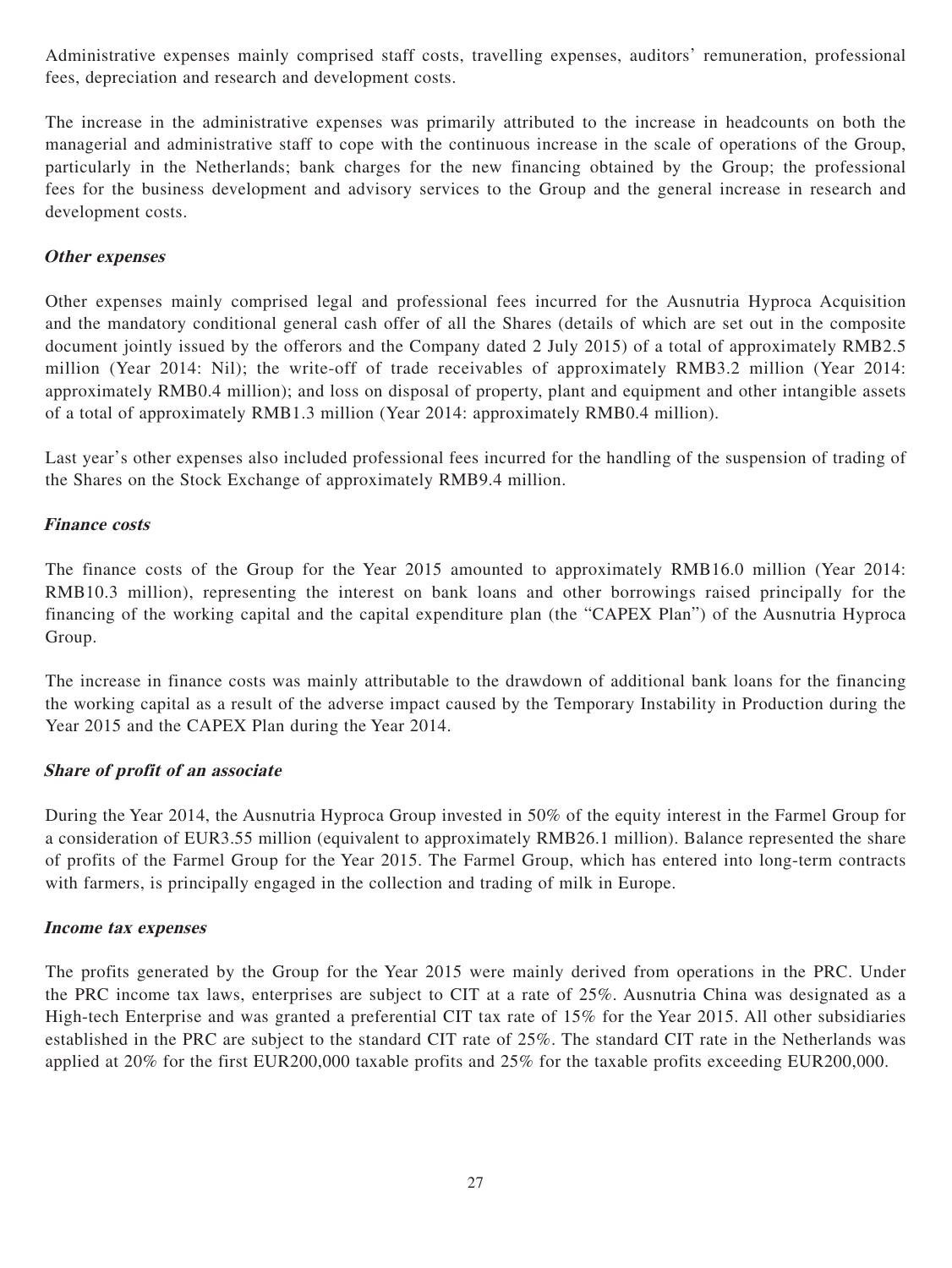Administrative expenses mainly comprised staff costs, travelling expenses, auditors' remuneration, professional fees, depreciation and research and development costs.

The increase in the administrative expenses was primarily attributed to the increase in headcounts on both the managerial and administrative staff to cope with the continuous increase in the scale of operations of the Group, particularly in the Netherlands; bank charges for the new financing obtained by the Group; the professional fees for the business development and advisory services to the Group and the general increase in research and development costs.

***Other expenses***

Other expenses mainly comprised legal and professional fees incurred for the Ausnutria Hyproca Acquisition and the mandatory conditional general cash offer of all the Shares (details of which are set out in the composite document jointly issued by the offerors and the Company dated 2 July 2015) of a total of approximately RMB2.5 million (Year 2014: Nil); the write-off of trade receivables of approximately RMB3.2 million (Year 2014: approximately RMB0.4 million); and loss on disposal of property, plant and equipment and other intangible assets of a total of approximately RMB1.3 million (Year 2014: approximately RMB0.4 million).

Last year's other expenses also included professional fees incurred for the handling of the suspension of trading of the Shares on the Stock Exchange of approximately RMB9.4 million.

***Finance costs***

The finance costs of the Group for the Year 2015 amounted to approximately RMB16.0 million (Year 2014: RMB10.3 million), representing the interest on bank loans and other borrowings raised principally for the financing of the working capital and the capital expenditure plan (the "CAPEX Plan") of the Ausnutria Hyproca Group.

The increase in finance costs was mainly attributable to the drawdown of additional bank loans for the financing the working capital as a result of the adverse impact caused by the Temporary Instability in Production during the Year 2015 and the CAPEX Plan during the Year 2014.

***Share of profit of an associate***

During the Year 2014, the Ausnutria Hyproca Group invested in 50% of the equity interest in the Farmel Group for a consideration of EUR3.55 million (equivalent to approximately RMB26.1 million). Balance represented the share of profits of the Farmel Group for the Year 2015. The Farmel Group, which has entered into long-term contracts with farmers, is principally engaged in the collection and trading of milk in Europe.

***Income tax expenses***

The profits generated by the Group for the Year 2015 were mainly derived from operations in the PRC. Under the PRC income tax laws, enterprises are subject to CIT at a rate of 25%. Ausnutria China was designated as a High-tech Enterprise and was granted a preferential CIT tax rate of 15% for the Year 2015. All other subsidiaries established in the PRC are subject to the standard CIT rate of 25%. The standard CIT rate in the Netherlands was applied at 20% for the first EUR200,000 taxable profits and 25% for the taxable profits exceeding EUR200,000.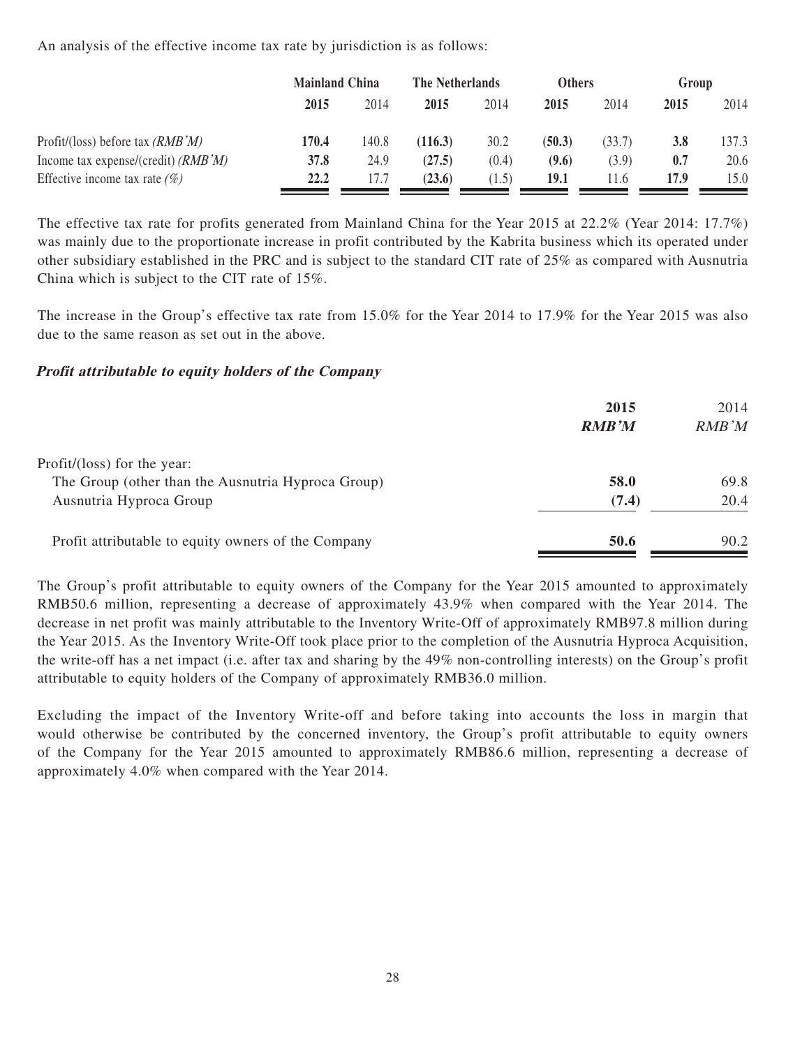An analysis of the effective income tax rate by jurisdiction is as follows:

| | Mainland China | | The Netherlands | | Others | | Group | |
|---|---|---|---|---|---|---|---|---|
| | **2015** | 2014 | **2015** | 2014 | **2015** | 2014 | **2015** | 2014 |
| Profit/(loss) before tax *(RMB'M)* | **170.4** | 140.8 | **(116.3)** | 30.2 | **(50.3)** | (33.7) | **3.8** | 137.3 |
| Income tax expense/(credit) *(RMB'M)* | **37.8** | 24.9 | **(27.5)** | (0.4) | **(9.6)** | (3.9) | **0.7** | 20.6 |
| Effective income tax rate *(%)* | **22.2** | 17.7 | **(23.6)** | (1.5) | **19.1** | 11.6 | **17.9** | 15.0 |

The effective tax rate for profits generated from Mainland China for the Year 2015 at 22.2% (Year 2014: 17.7%) was mainly due to the proportionate increase in profit contributed by the Kabrita business which its operated under other subsidiary established in the PRC and is subject to the standard CIT rate of 25% as compared with Ausnutria China which is subject to the CIT rate of 15%.

The increase in the Group's effective tax rate from 15.0% for the Year 2014 to 17.9% for the Year 2015 was also due to the same reason as set out in the above.

***Profit attributable to equity holders of the Company***

| | 2015 | 2014 |
|---|---|---|
| | ***RMB'M*** | *RMB'M* |
| Profit/(loss) for the year: | | |
| The Group (other than the Ausnutria Hyproca Group) | **58.0** | 69.8 |
| Ausnutria Hyproca Group | **(7.4)** | 20.4 |
| Profit attributable to equity owners of the Company | **50.6** | 90.2 |

The Group's profit attributable to equity owners of the Company for the Year 2015 amounted to approximately RMB50.6 million, representing a decrease of approximately 43.9% when compared with the Year 2014. The decrease in net profit was mainly attributable to the Inventory Write-Off of approximately RMB97.8 million during the Year 2015. As the Inventory Write-Off took place prior to the completion of the Ausnutria Hyproca Acquisition, the write-off has a net impact (i.e. after tax and sharing by the 49% non-controlling interests) on the Group's profit attributable to equity holders of the Company of approximately RMB36.0 million.

Excluding the impact of the Inventory Write-off and before taking into accounts the loss in margin that would otherwise be contributed by the concerned inventory, the Group's profit attributable to equity owners of the Company for the Year 2015 amounted to approximately RMB86.6 million, representing a decrease of approximately 4.0% when compared with the Year 2014.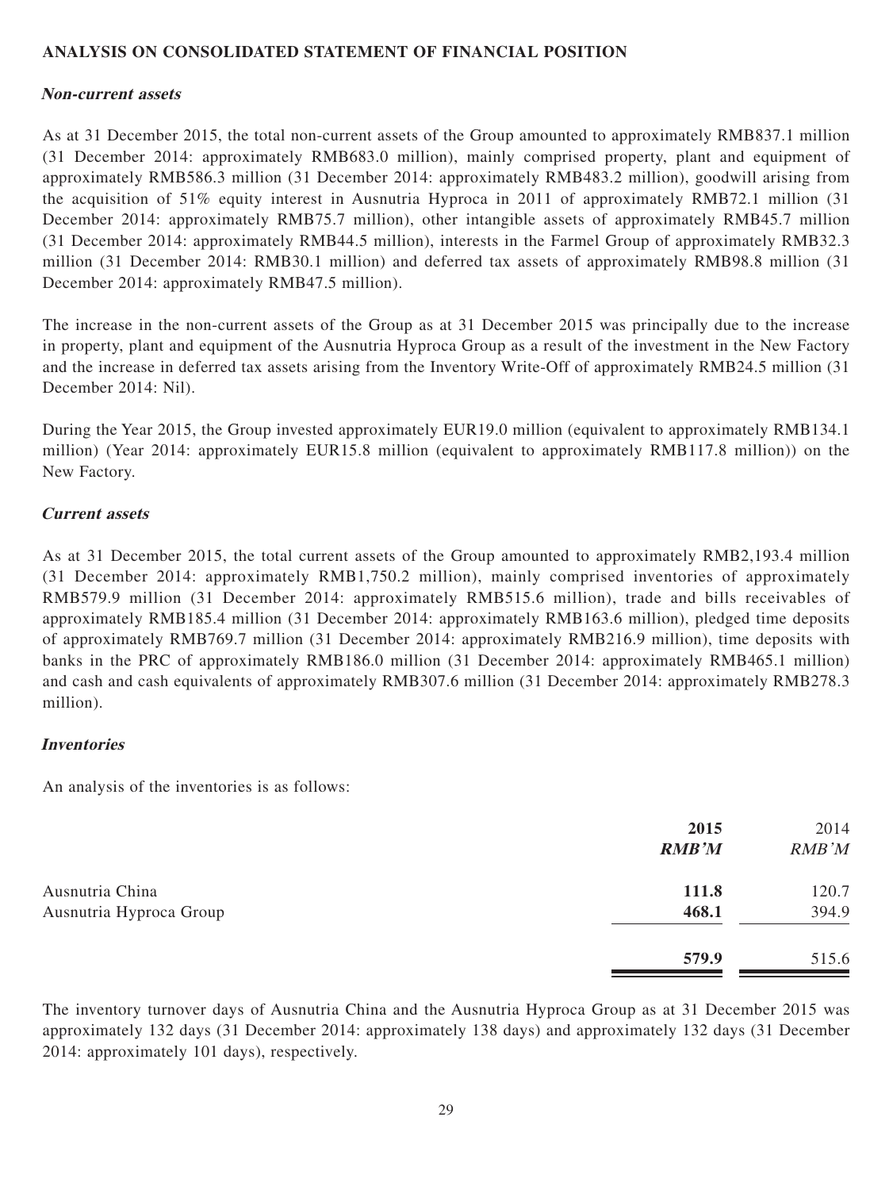## ANALYSIS ON CONSOLIDATED STATEMENT OF FINANCIAL POSITION

### *Non-current assets*

As at 31 December 2015, the total non-current assets of the Group amounted to approximately RMB837.1 million (31 December 2014: approximately RMB683.0 million), mainly comprised property, plant and equipment of approximately RMB586.3 million (31 December 2014: approximately RMB483.2 million), goodwill arising from the acquisition of 51% equity interest in Ausnutria Hyproca in 2011 of approximately RMB72.1 million (31 December 2014: approximately RMB75.7 million), other intangible assets of approximately RMB45.7 million (31 December 2014: approximately RMB44.5 million), interests in the Farmel Group of approximately RMB32.3 million (31 December 2014: RMB30.1 million) and deferred tax assets of approximately RMB98.8 million (31 December 2014: approximately RMB47.5 million).

The increase in the non-current assets of the Group as at 31 December 2015 was principally due to the increase in property, plant and equipment of the Ausnutria Hyproca Group as a result of the investment in the New Factory and the increase in deferred tax assets arising from the Inventory Write-Off of approximately RMB24.5 million (31 December 2014: Nil).

During the Year 2015, the Group invested approximately EUR19.0 million (equivalent to approximately RMB134.1 million) (Year 2014: approximately EUR15.8 million (equivalent to approximately RMB117.8 million)) on the New Factory.

### *Current assets*

As at 31 December 2015, the total current assets of the Group amounted to approximately RMB2,193.4 million (31 December 2014: approximately RMB1,750.2 million), mainly comprised inventories of approximately RMB579.9 million (31 December 2014: approximately RMB515.6 million), trade and bills receivables of approximately RMB185.4 million (31 December 2014: approximately RMB163.6 million), pledged time deposits of approximately RMB769.7 million (31 December 2014: approximately RMB216.9 million), time deposits with banks in the PRC of approximately RMB186.0 million (31 December 2014: approximately RMB465.1 million) and cash and cash equivalents of approximately RMB307.6 million (31 December 2014: approximately RMB278.3 million).

### *Inventories*

An analysis of the inventories is as follows:

| | **2015** | 2014 |
|---|---|---|
| | ***RMB'M*** | *RMB'M* |
| Ausnutria China | **111.8** | 120.7 |
| Ausnutria Hyproca Group | **468.1** | 394.9 |
| | **579.9** | 515.6 |

The inventory turnover days of Ausnutria China and the Ausnutria Hyproca Group as at 31 December 2015 was approximately 132 days (31 December 2014: approximately 138 days) and approximately 132 days (31 December 2014: approximately 101 days), respectively.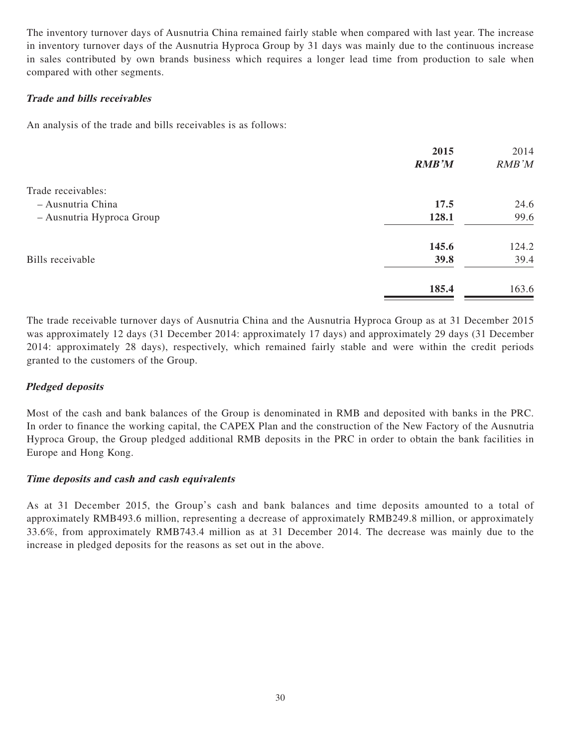The inventory turnover days of Ausnutria China remained fairly stable when compared with last year. The increase in inventory turnover days of the Ausnutria Hyproca Group by 31 days was mainly due to the continuous increase in sales contributed by own brands business which requires a longer lead time from production to sale when compared with other segments.

### ***Trade and bills receivables***

An analysis of the trade and bills receivables is as follows:

| | **2015** | 2014 |
|---|---|---|
| | ***RMB'M*** | *RMB'M* |
| Trade receivables: | | |
| – Ausnutria China | **17.5** | 24.6 |
| – Ausnutria Hyproca Group | **128.1** | 99.6 |
| | **145.6** | 124.2 |
| Bills receivable | **39.8** | 39.4 |
| | **185.4** | 163.6 |

The trade receivable turnover days of Ausnutria China and the Ausnutria Hyproca Group as at 31 December 2015 was approximately 12 days (31 December 2014: approximately 17 days) and approximately 29 days (31 December 2014: approximately 28 days), respectively, which remained fairly stable and were within the credit periods granted to the customers of the Group.

### ***Pledged deposits***

Most of the cash and bank balances of the Group is denominated in RMB and deposited with banks in the PRC. In order to finance the working capital, the CAPEX Plan and the construction of the New Factory of the Ausnutria Hyproca Group, the Group pledged additional RMB deposits in the PRC in order to obtain the bank facilities in Europe and Hong Kong.

### ***Time deposits and cash and cash equivalents***

As at 31 December 2015, the Group's cash and bank balances and time deposits amounted to a total of approximately RMB493.6 million, representing a decrease of approximately RMB249.8 million, or approximately 33.6%, from approximately RMB743.4 million as at 31 December 2014. The decrease was mainly due to the increase in pledged deposits for the reasons as set out in the above.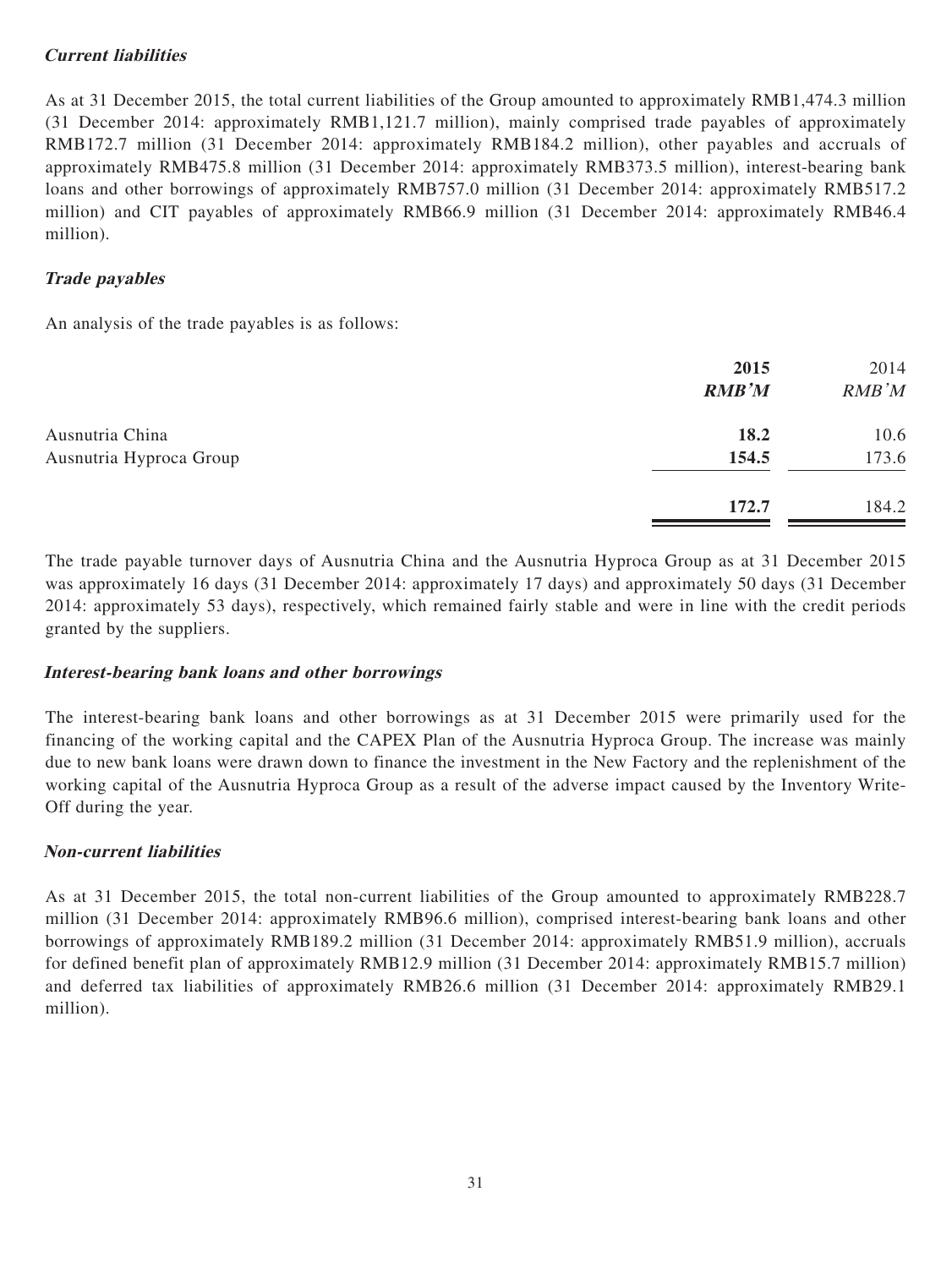***Current liabilities***

As at 31 December 2015, the total current liabilities of the Group amounted to approximately RMB1,474.3 million (31 December 2014: approximately RMB1,121.7 million), mainly comprised trade payables of approximately RMB172.7 million (31 December 2014: approximately RMB184.2 million), other payables and accruals of approximately RMB475.8 million (31 December 2014: approximately RMB373.5 million), interest-bearing bank loans and other borrowings of approximately RMB757.0 million (31 December 2014: approximately RMB517.2 million) and CIT payables of approximately RMB66.9 million (31 December 2014: approximately RMB46.4 million).

***Trade payables***

An analysis of the trade payables is as follows:

| | **2015** | 2014 |
|---|---|---|
| | ***RMB'M*** | *RMB'M* |
| Ausnutria China | **18.2** | 10.6 |
| Ausnutria Hyproca Group | **154.5** | 173.6 |
| | **172.7** | 184.2 |

The trade payable turnover days of Ausnutria China and the Ausnutria Hyproca Group as at 31 December 2015 was approximately 16 days (31 December 2014: approximately 17 days) and approximately 50 days (31 December 2014: approximately 53 days), respectively, which remained fairly stable and were in line with the credit periods granted by the suppliers.

***Interest-bearing bank loans and other borrowings***

The interest-bearing bank loans and other borrowings as at 31 December 2015 were primarily used for the financing of the working capital and the CAPEX Plan of the Ausnutria Hyproca Group. The increase was mainly due to new bank loans were drawn down to finance the investment in the New Factory and the replenishment of the working capital of the Ausnutria Hyproca Group as a result of the adverse impact caused by the Inventory Write-Off during the year.

***Non-current liabilities***

As at 31 December 2015, the total non-current liabilities of the Group amounted to approximately RMB228.7 million (31 December 2014: approximately RMB96.6 million), comprised interest-bearing bank loans and other borrowings of approximately RMB189.2 million (31 December 2014: approximately RMB51.9 million), accruals for defined benefit plan of approximately RMB12.9 million (31 December 2014: approximately RMB15.7 million) and deferred tax liabilities of approximately RMB26.6 million (31 December 2014: approximately RMB29.1 million).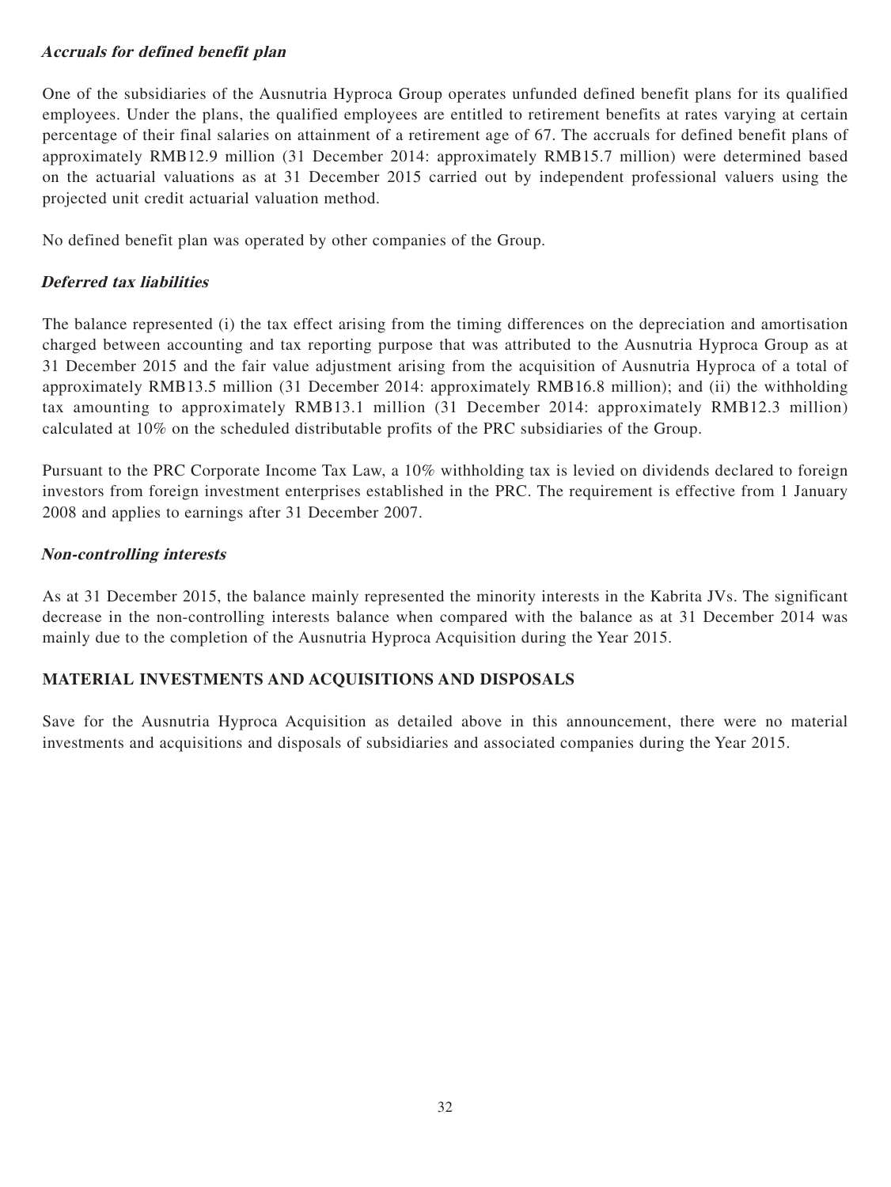***Accruals for defined benefit plan***

One of the subsidiaries of the Ausnutria Hyproca Group operates unfunded defined benefit plans for its qualified employees. Under the plans, the qualified employees are entitled to retirement benefits at rates varying at certain percentage of their final salaries on attainment of a retirement age of 67. The accruals for defined benefit plans of approximately RMB12.9 million (31 December 2014: approximately RMB15.7 million) were determined based on the actuarial valuations as at 31 December 2015 carried out by independent professional valuers using the projected unit credit actuarial valuation method.

No defined benefit plan was operated by other companies of the Group.

***Deferred tax liabilities***

The balance represented (i) the tax effect arising from the timing differences on the depreciation and amortisation charged between accounting and tax reporting purpose that was attributed to the Ausnutria Hyproca Group as at 31 December 2015 and the fair value adjustment arising from the acquisition of Ausnutria Hyproca of a total of approximately RMB13.5 million (31 December 2014: approximately RMB16.8 million); and (ii) the withholding tax amounting to approximately RMB13.1 million (31 December 2014: approximately RMB12.3 million) calculated at 10% on the scheduled distributable profits of the PRC subsidiaries of the Group.

Pursuant to the PRC Corporate Income Tax Law, a 10% withholding tax is levied on dividends declared to foreign investors from foreign investment enterprises established in the PRC. The requirement is effective from 1 January 2008 and applies to earnings after 31 December 2007.

***Non-controlling interests***

As at 31 December 2015, the balance mainly represented the minority interests in the Kabrita JVs. The significant decrease in the non-controlling interests balance when compared with the balance as at 31 December 2014 was mainly due to the completion of the Ausnutria Hyproca Acquisition during the Year 2015.

## MATERIAL INVESTMENTS AND ACQUISITIONS AND DISPOSALS

Save for the Ausnutria Hyproca Acquisition as detailed above in this announcement, there were no material investments and acquisitions and disposals of subsidiaries and associated companies during the Year 2015.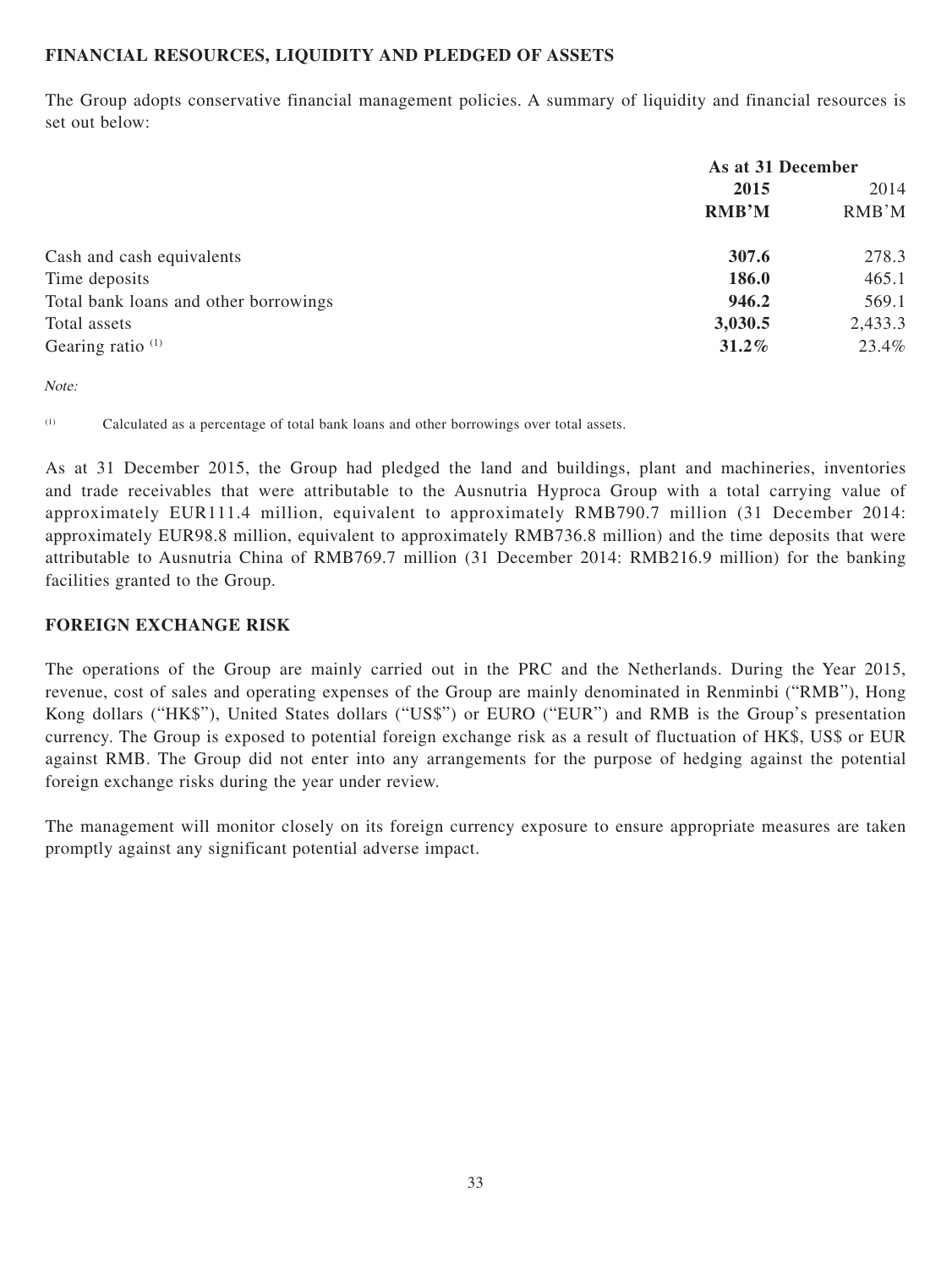## FINANCIAL RESOURCES, LIQUIDITY AND PLEDGED OF ASSETS

The Group adopts conservative financial management policies. A summary of liquidity and financial resources is set out below:

| | As at 31 December | |
|---|---|---|
| | **2015** | 2014 |
| | **RMB'M** | RMB'M |
| Cash and cash equivalents | **307.6** | 278.3 |
| Time deposits | **186.0** | 465.1 |
| Total bank loans and other borrowings | **946.2** | 569.1 |
| Total assets | **3,030.5** | 2,433.3 |
| Gearing ratio [(1)] | **31.2%** | 23.4% |

*Note:*

(1) Calculated as a percentage of total bank loans and other borrowings over total assets.

As at 31 December 2015, the Group had pledged the land and buildings, plant and machineries, inventories and trade receivables that were attributable to the Ausnutria Hyproca Group with a total carrying value of approximately EUR111.4 million, equivalent to approximately RMB790.7 million (31 December 2014: approximately EUR98.8 million, equivalent to approximately RMB736.8 million) and the time deposits that were attributable to Ausnutria China of RMB769.7 million (31 December 2014: RMB216.9 million) for the banking facilities granted to the Group.

## FOREIGN EXCHANGE RISK

The operations of the Group are mainly carried out in the PRC and the Netherlands. During the Year 2015, revenue, cost of sales and operating expenses of the Group are mainly denominated in Renminbi ("RMB"), Hong Kong dollars ("HK$"), United States dollars ("US$") or EURO ("EUR") and RMB is the Group's presentation currency. The Group is exposed to potential foreign exchange risk as a result of fluctuation of HK$, US$ or EUR against RMB. The Group did not enter into any arrangements for the purpose of hedging against the potential foreign exchange risks during the year under review.

The management will monitor closely on its foreign currency exposure to ensure appropriate measures are taken promptly against any significant potential adverse impact.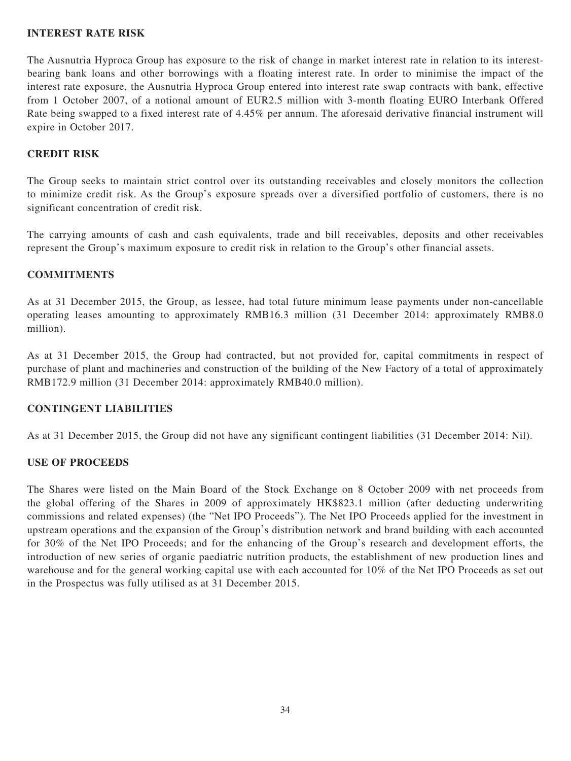## INTEREST RATE RISK

The Ausnutria Hyproca Group has exposure to the risk of change in market interest rate in relation to its interest-bearing bank loans and other borrowings with a floating interest rate. In order to minimise the impact of the interest rate exposure, the Ausnutria Hyproca Group entered into interest rate swap contracts with bank, effective from 1 October 2007, of a notional amount of EUR2.5 million with 3-month floating EURO Interbank Offered Rate being swapped to a fixed interest rate of 4.45% per annum. The aforesaid derivative financial instrument will expire in October 2017.

## CREDIT RISK

The Group seeks to maintain strict control over its outstanding receivables and closely monitors the collection to minimize credit risk. As the Group's exposure spreads over a diversified portfolio of customers, there is no significant concentration of credit risk.

The carrying amounts of cash and cash equivalents, trade and bill receivables, deposits and other receivables represent the Group's maximum exposure to credit risk in relation to the Group's other financial assets.

## COMMITMENTS

As at 31 December 2015, the Group, as lessee, had total future minimum lease payments under non-cancellable operating leases amounting to approximately RMB16.3 million (31 December 2014: approximately RMB8.0 million).

As at 31 December 2015, the Group had contracted, but not provided for, capital commitments in respect of purchase of plant and machineries and construction of the building of the New Factory of a total of approximately RMB172.9 million (31 December 2014: approximately RMB40.0 million).

## CONTINGENT LIABILITIES

As at 31 December 2015, the Group did not have any significant contingent liabilities (31 December 2014: Nil).

## USE OF PROCEEDS

The Shares were listed on the Main Board of the Stock Exchange on 8 October 2009 with net proceeds from the global offering of the Shares in 2009 of approximately HK$823.1 million (after deducting underwriting commissions and related expenses) (the "Net IPO Proceeds"). The Net IPO Proceeds applied for the investment in upstream operations and the expansion of the Group's distribution network and brand building with each accounted for 30% of the Net IPO Proceeds; and for the enhancing of the Group's research and development efforts, the introduction of new series of organic paediatric nutrition products, the establishment of new production lines and warehouse and for the general working capital use with each accounted for 10% of the Net IPO Proceeds as set out in the Prospectus was fully utilised as at 31 December 2015.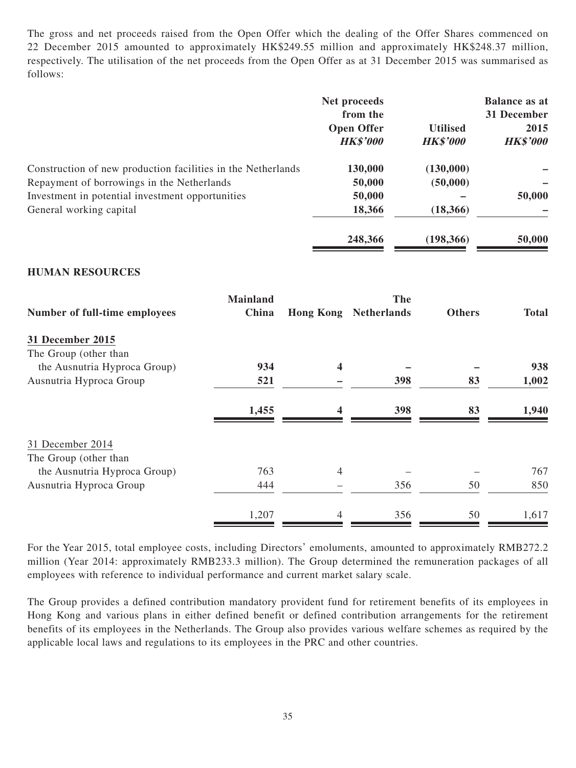The gross and net proceeds raised from the Open Offer which the dealing of the Offer Shares commenced on 22 December 2015 amounted to approximately HK$249.55 million and approximately HK$248.37 million, respectively. The utilisation of the net proceeds from the Open Offer as at 31 December 2015 was summarised as follows:

| | Net proceeds from the Open Offer *HK$'000* | Utilised *HK$'000* | Balance as at 31 December 2015 *HK$'000* |
|---|---|---|---|
| Construction of new production facilities in the Netherlands | 130,000 | (130,000) | – |
| Repayment of borrowings in the Netherlands | 50,000 | (50,000) | – |
| Investment in potential investment opportunities | 50,000 | – | 50,000 |
| General working capital | 18,366 | (18,366) | – |
| | **248,366** | **(198,366)** | **50,000** |

## HUMAN RESOURCES

| Number of full-time employees | Mainland China | Hong Kong | The Netherlands | Others | Total |
|---|---|---|---|---|---|
| **31 December 2015** | | | | | |
| The Group (other than the Ausnutria Hyproca Group) | **934** | **4** | **–** | **–** | **938** |
| Ausnutria Hyproca Group | **521** | **–** | **398** | **83** | **1,002** |
| | **1,455** | **4** | **398** | **83** | **1,940** |
| 31 December 2014 | | | | | |
| The Group (other than the Ausnutria Hyproca Group) | 763 | 4 | – | – | 767 |
| Ausnutria Hyproca Group | 444 | – | 356 | 50 | 850 |
| | 1,207 | 4 | 356 | 50 | 1,617 |

For the Year 2015, total employee costs, including Directors' emoluments, amounted to approximately RMB272.2 million (Year 2014: approximately RMB233.3 million). The Group determined the remuneration packages of all employees with reference to individual performance and current market salary scale.

The Group provides a defined contribution mandatory provident fund for retirement benefits of its employees in Hong Kong and various plans in either defined benefit or defined contribution arrangements for the retirement benefits of its employees in the Netherlands. The Group also provides various welfare schemes as required by the applicable local laws and regulations to its employees in the PRC and other countries.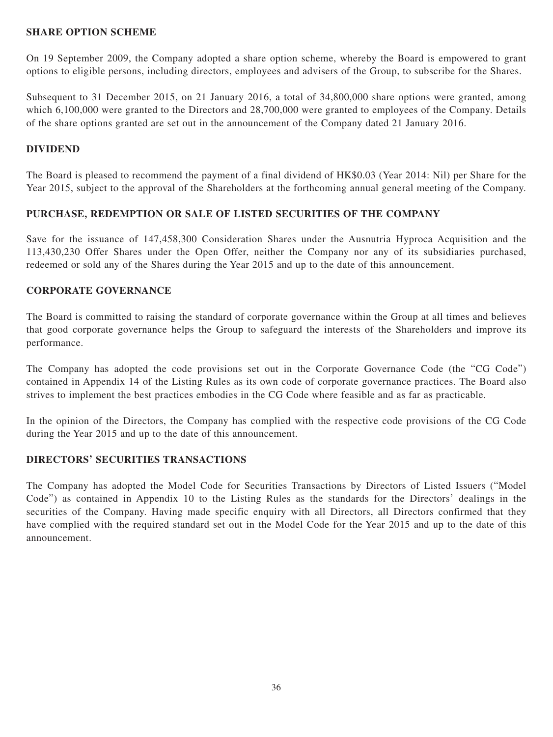## SHARE OPTION SCHEME

On 19 September 2009, the Company adopted a share option scheme, whereby the Board is empowered to grant options to eligible persons, including directors, employees and advisers of the Group, to subscribe for the Shares.

Subsequent to 31 December 2015, on 21 January 2016, a total of 34,800,000 share options were granted, among which 6,100,000 were granted to the Directors and 28,700,000 were granted to employees of the Company. Details of the share options granted are set out in the announcement of the Company dated 21 January 2016.

## DIVIDEND

The Board is pleased to recommend the payment of a final dividend of HK$0.03 (Year 2014: Nil) per Share for the Year 2015, subject to the approval of the Shareholders at the forthcoming annual general meeting of the Company.

## PURCHASE, REDEMPTION OR SALE OF LISTED SECURITIES OF THE COMPANY

Save for the issuance of 147,458,300 Consideration Shares under the Ausnutria Hyproca Acquisition and the 113,430,230 Offer Shares under the Open Offer, neither the Company nor any of its subsidiaries purchased, redeemed or sold any of the Shares during the Year 2015 and up to the date of this announcement.

## CORPORATE GOVERNANCE

The Board is committed to raising the standard of corporate governance within the Group at all times and believes that good corporate governance helps the Group to safeguard the interests of the Shareholders and improve its performance.

The Company has adopted the code provisions set out in the Corporate Governance Code (the "CG Code") contained in Appendix 14 of the Listing Rules as its own code of corporate governance practices. The Board also strives to implement the best practices embodies in the CG Code where feasible and as far as practicable.

In the opinion of the Directors, the Company has complied with the respective code provisions of the CG Code during the Year 2015 and up to the date of this announcement.

## DIRECTORS' SECURITIES TRANSACTIONS

The Company has adopted the Model Code for Securities Transactions by Directors of Listed Issuers ("Model Code") as contained in Appendix 10 to the Listing Rules as the standards for the Directors' dealings in the securities of the Company. Having made specific enquiry with all Directors, all Directors confirmed that they have complied with the required standard set out in the Model Code for the Year 2015 and up to the date of this announcement.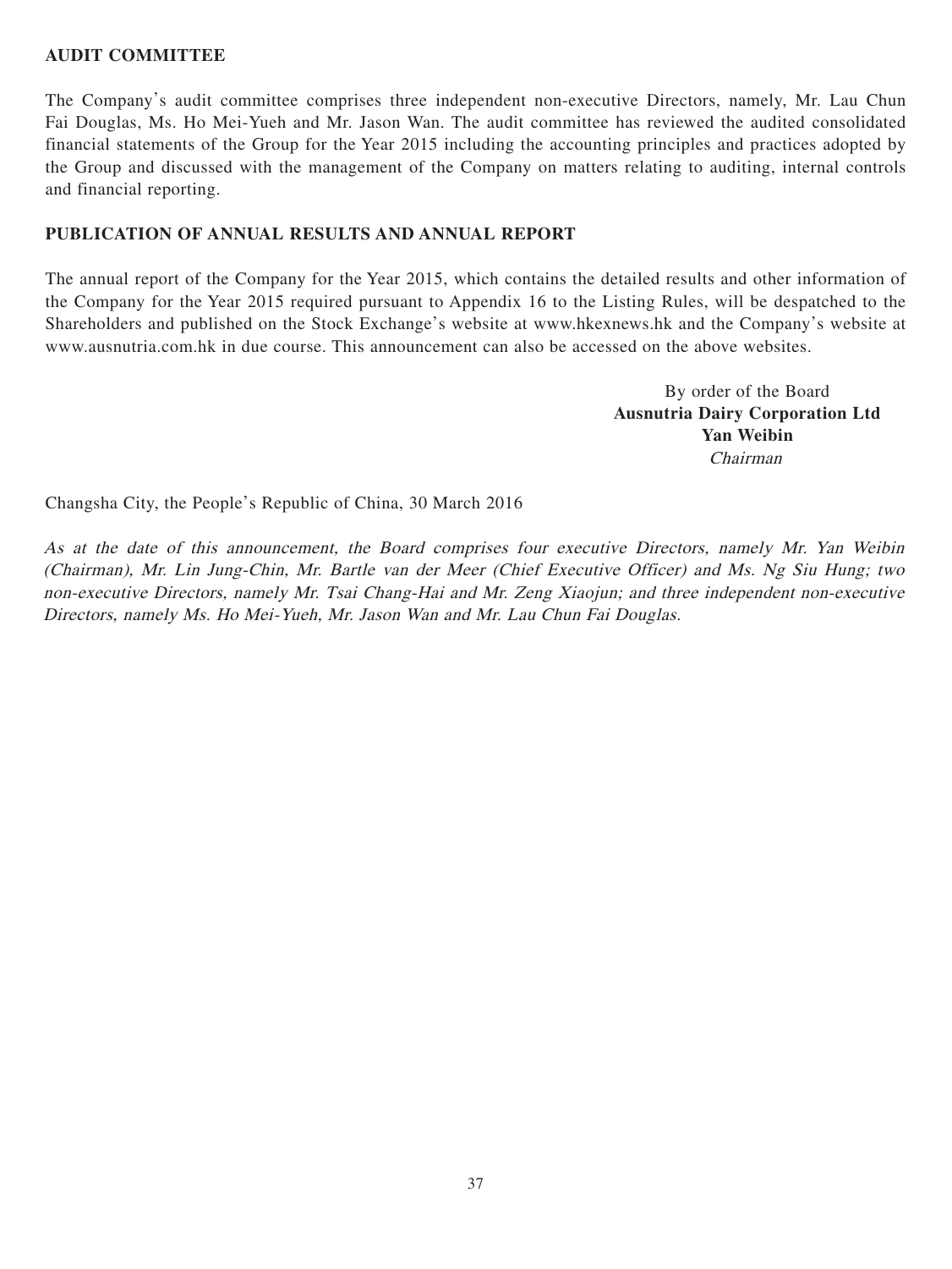## AUDIT COMMITTEE

The Company's audit committee comprises three independent non-executive Directors, namely, Mr. Lau Chun Fai Douglas, Ms. Ho Mei-Yueh and Mr. Jason Wan. The audit committee has reviewed the audited consolidated financial statements of the Group for the Year 2015 including the accounting principles and practices adopted by the Group and discussed with the management of the Company on matters relating to auditing, internal controls and financial reporting.

## PUBLICATION OF ANNUAL RESULTS AND ANNUAL REPORT

The annual report of the Company for the Year 2015, which contains the detailed results and other information of the Company for the Year 2015 required pursuant to Appendix 16 to the Listing Rules, will be despatched to the Shareholders and published on the Stock Exchange's website at www.hkexnews.hk and the Company's website at www.ausnutria.com.hk in due course. This announcement can also be accessed on the above websites.

By order of the Board
**Ausnutria Dairy Corporation Ltd**
**Yan Weibin**
*Chairman*

Changsha City, the People's Republic of China, 30 March 2016

*As at the date of this announcement, the Board comprises four executive Directors, namely Mr. Yan Weibin (Chairman), Mr. Lin Jung-Chin, Mr. Bartle van der Meer (Chief Executive Officer) and Ms. Ng Siu Hung; two non-executive Directors, namely Mr. Tsai Chang-Hai and Mr. Zeng Xiaojun; and three independent non-executive Directors, namely Ms. Ho Mei-Yueh, Mr. Jason Wan and Mr. Lau Chun Fai Douglas.*